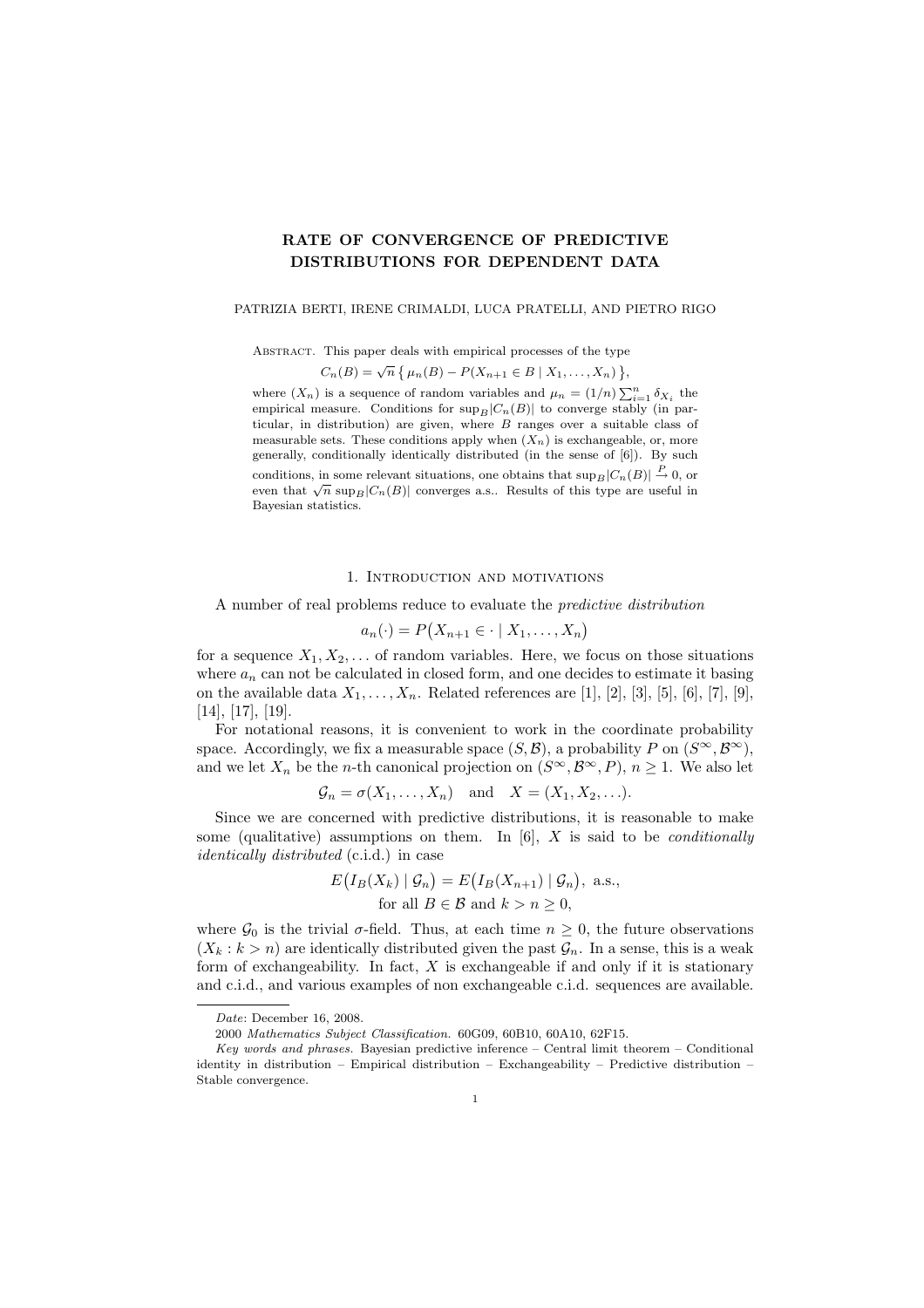# RATE OF CONVERGENCE OF PREDICTIVE DISTRIBUTIONS FOR DEPENDENT DATA

PATRIZIA BERTI, IRENE CRIMALDI, LUCA PRATELLI, AND PIETRO RIGO

Abstract. This paper deals with empirical processes of the type

$$C_n(B) = \sqrt{n}\,\{\,\mu_n(B) - P(X_{n+1} \in B \mid X_1, \ldots, X_n)\,\},$$

where $(X_n)$ is a sequence of random variables and $\mu_n = (1/n)\sum_{i=1}^{n} \delta_{X_i}$ the empirical measure. Conditions for $\sup_B |C_n(B)|$ to converge stably (in particular, in distribution) are given, where $B$ ranges over a suitable class of measurable sets. These conditions apply when $(X_n)$ is exchangeable, or, more generally, conditionally identically distributed (in the sense of [6]). By such conditions, in some relevant situations, one obtains that $\sup_B |C_n(B)| \overset{P}{\to} 0$, or even that $\sqrt{n}\,\sup_B |C_n(B)|$ converges a.s.. Results of this type are useful in Bayesian statistics.

## 1. Introduction and motivations

A number of real problems reduce to evaluate the *predictive distribution*

$$a_n(\cdot) = P\big(X_{n+1} \in \cdot \mid X_1, \ldots, X_n\big)$$

for a sequence $X_1, X_2, \ldots$ of random variables. Here, we focus on those situations where $a_n$ can not be calculated in closed form, and one decides to estimate it basing on the available data $X_1, \ldots, X_n$. Related references are [1], [2], [3], [5], [6], [7], [9], [14], [17], [19].

For notational reasons, it is convenient to work in the coordinate probability space. Accordingly, we fix a measurable space $(S, \mathcal{B})$, a probability $P$ on $(S^\infty, \mathcal{B}^\infty)$, and we let $X_n$ be the $n$-th canonical projection on $(S^\infty, \mathcal{B}^\infty, P)$, $n \geq 1$. We also let

$$\mathcal{G}_n = \sigma(X_1, \ldots, X_n) \quad \text{and} \quad X = (X_1, X_2, \ldots).$$

Since we are concerned with predictive distributions, it is reasonable to make some (qualitative) assumptions on them. In [6], $X$ is said to be *conditionally identically distributed* (c.i.d.) in case

$$E\big(I_B(X_k) \mid \mathcal{G}_n\big) = E\big(I_B(X_{n+1}) \mid \mathcal{G}_n\big), \text{ a.s.,}$$
$$\text{for all } B \in \mathcal{B} \text{ and } k > n \geq 0,$$

where $\mathcal{G}_0$ is the trivial $\sigma$-field. Thus, at each time $n \geq 0$, the future observations $(X_k : k > n)$ are identically distributed given the past $\mathcal{G}_n$. In a sense, this is a weak form of exchangeability. In fact, $X$ is exchangeable if and only if it is stationary and c.i.d., and various examples of non exchangeable c.i.d. sequences are available.

---

*Date*: December 16, 2008.

2000 *Mathematics Subject Classification.* 60G09, 60B10, 60A10, 62F15.

*Key words and phrases.* Bayesian predictive inference – Central limit theorem – Conditional identity in distribution – Empirical distribution – Exchangeability – Predictive distribution – Stable convergence.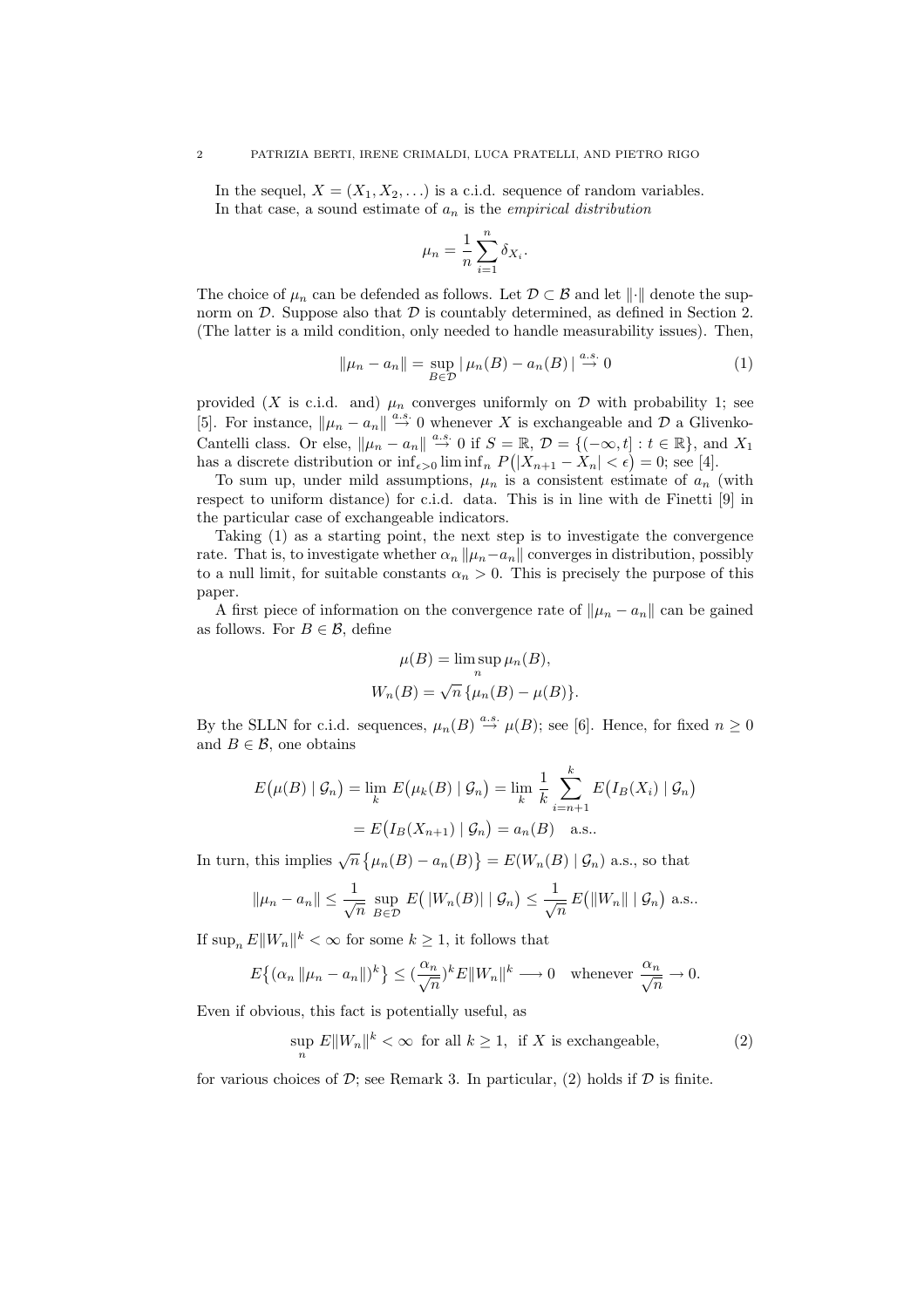In the sequel, $X = (X_1, X_2, \ldots)$ is a c.i.d. sequence of random variables. In that case, a sound estimate of $a_n$ is the *empirical distribution*

$$\mu_n = \frac{1}{n} \sum_{i=1}^{n} \delta_{X_i}.$$

The choice of $\mu_n$ can be defended as follows. Let $\mathcal{D} \subset \mathcal{B}$ and let $\|\cdot\|$ denote the sup-norm on $\mathcal{D}$. Suppose also that $\mathcal{D}$ is countably determined, as defined in Section 2. (The latter is a mild condition, only needed to handle measurability issues). Then,

$$\|\mu_n - a_n\| = \sup_{B \in \mathcal{D}} |\, \mu_n(B) - a_n(B)\, | \overset{a.s.}{\longrightarrow} 0 \tag{1}$$

provided ($X$ is c.i.d. and) $\mu_n$ converges uniformly on $\mathcal{D}$ with probability 1; see [5]. For instance, $\|\mu_n - a_n\| \overset{a.s.}{\to} 0$ whenever $X$ is exchangeable and $\mathcal{D}$ a Glivenko-Cantelli class. Or else, $\|\mu_n - a_n\| \overset{a.s.}{\to} 0$ if $S = \mathbb{R}$, $\mathcal{D} = \{(-\infty, t] : t \in \mathbb{R}\}$, and $X_1$ has a discrete distribution or $\inf_{\epsilon > 0} \liminf_n P\big(|X_{n+1} - X_n| < \epsilon\big) = 0$; see [4].

To sum up, under mild assumptions, $\mu_n$ is a consistent estimate of $a_n$ (with respect to uniform distance) for c.i.d. data. This is in line with de Finetti [9] in the particular case of exchangeable indicators.

Taking (1) as a starting point, the next step is to investigate the convergence rate. That is, to investigate whether $\alpha_n \|\mu_n - a_n\|$ converges in distribution, possibly to a null limit, for suitable constants $\alpha_n > 0$. This is precisely the purpose of this paper.

A first piece of information on the convergence rate of $\|\mu_n - a_n\|$ can be gained as follows. For $B \in \mathcal{B}$, define

$$\mu(B) = \limsup_n \mu_n(B),$$
$$W_n(B) = \sqrt{n}\, \{\mu_n(B) - \mu(B)\}.$$

By the SLLN for c.i.d. sequences, $\mu_n(B) \overset{a.s.}{\to} \mu(B)$; see [6]. Hence, for fixed $n \geq 0$ and $B \in \mathcal{B}$, one obtains

$$E\big(\mu(B) \mid \mathcal{G}_n\big) = \lim_k E\big(\mu_k(B) \mid \mathcal{G}_n\big) = \lim_k \frac{1}{k} \sum_{i=n+1}^{k} E\big(I_B(X_i) \mid \mathcal{G}_n\big)$$
$$= E\big(I_B(X_{n+1}) \mid \mathcal{G}_n\big) = a_n(B) \quad \text{a.s..}$$

In turn, this implies $\sqrt{n}\,\{\mu_n(B) - a_n(B)\} = E(W_n(B) \mid \mathcal{G}_n)$ a.s., so that

$$\|\mu_n - a_n\| \leq \frac{1}{\sqrt{n}} \sup_{B \in \mathcal{D}} E\big(\,|W_n(B)| \mid \mathcal{G}_n\big) \leq \frac{1}{\sqrt{n}} E\big(\|W_n\| \mid \mathcal{G}_n\big) \text{ a.s..}$$

If $\sup_n E\|W_n\|^k < \infty$ for some $k \geq 1$, it follows that

$$E\big\{(\alpha_n \|\mu_n - a_n\|)^k\big\} \leq \big(\frac{\alpha_n}{\sqrt{n}}\big)^k E\|W_n\|^k \longrightarrow 0 \quad \text{whenever } \frac{\alpha_n}{\sqrt{n}} \to 0.$$

Even if obvious, this fact is potentially useful, as

$$\sup_n E\|W_n\|^k < \infty \text{ for all } k \geq 1, \text{ if } X \text{ is exchangeable,} \tag{2}$$

for various choices of $\mathcal{D}$; see Remark 3. In particular, (2) holds if $\mathcal{D}$ is finite.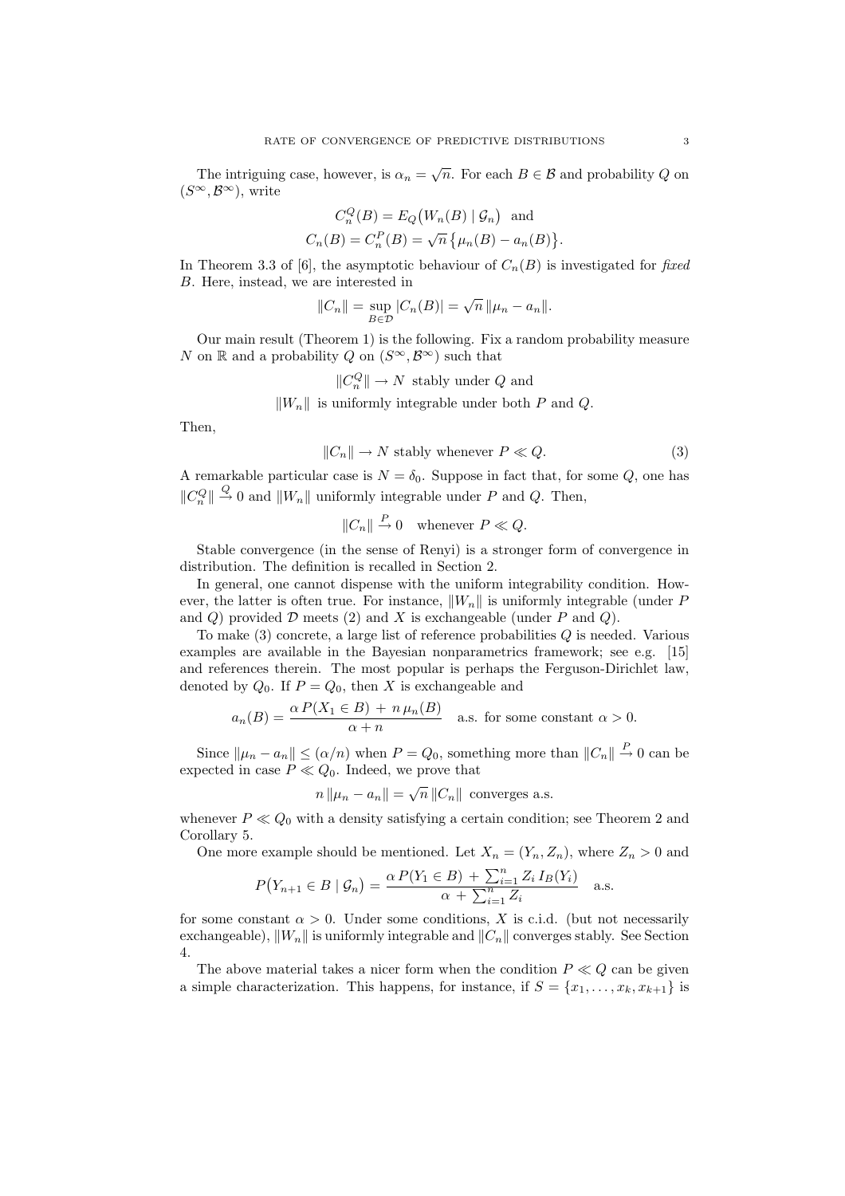The intriguing case, however, is $\alpha_n = \sqrt{n}$. For each $B \in \mathcal{B}$ and probability $Q$ on $(S^\infty, \mathcal{B}^\infty)$, write

$$C_n^Q(B) = E_Q\big(W_n(B) \mid \mathcal{G}_n\big) \quad \text{and}$$
$$C_n(B) = C_n^P(B) = \sqrt{n}\,\big\{\mu_n(B) - a_n(B)\big\}.$$

In Theorem 3.3 of [6], the asymptotic behaviour of $C_n(B)$ is investigated for *fixed* $B$. Here, instead, we are interested in

$$\|C_n\| = \sup_{B \in \mathcal{D}} |C_n(B)| = \sqrt{n}\,\|\mu_n - a_n\|.$$

Our main result (Theorem 1) is the following. Fix a random probability measure $N$ on $\mathbb{R}$ and a probability $Q$ on $(S^\infty, \mathcal{B}^\infty)$ such that

$$\|C_n^Q\| \to N \text{ stably under } Q \text{ and}$$
$$\|W_n\| \text{ is uniformly integrable under both } P \text{ and } Q.$$

Then,

$$\|C_n\| \to N \text{ stably whenever } P \ll Q. \tag{3}$$

A remarkable particular case is $N = \delta_0$. Suppose in fact that, for some $Q$, one has $\|C_n^Q\| \overset{Q}{\to} 0$ and $\|W_n\|$ uniformly integrable under $P$ and $Q$. Then,

$$\|C_n\| \overset{P}{\to} 0 \quad \text{whenever } P \ll Q.$$

Stable convergence (in the sense of Renyi) is a stronger form of convergence in distribution. The definition is recalled in Section 2.

In general, one cannot dispense with the uniform integrability condition. However, the latter is often true. For instance, $\|W_n\|$ is uniformly integrable (under $P$ and $Q$) provided $\mathcal{D}$ meets (2) and $X$ is exchangeable (under $P$ and $Q$).

To make (3) concrete, a large list of reference probabilities $Q$ is needed. Various examples are available in the Bayesian nonparametrics framework; see e.g. [15] and references therein. The most popular is perhaps the Ferguson-Dirichlet law, denoted by $Q_0$. If $P = Q_0$, then $X$ is exchangeable and

$$a_n(B) = \frac{\alpha\,P(X_1 \in B) \,+\, n\,\mu_n(B)}{\alpha + n} \quad \text{a.s. for some constant } \alpha > 0.$$

Since $\|\mu_n - a_n\| \le (\alpha/n)$ when $P = Q_0$, something more than $\|C_n\| \overset{P}{\to} 0$ can be expected in case $P \ll Q_0$. Indeed, we prove that

$$n\,\|\mu_n - a_n\| = \sqrt{n}\,\|C_n\| \text{ converges a.s.}$$

whenever $P \ll Q_0$ with a density satisfying a certain condition; see Theorem 2 and Corollary 5.

One more example should be mentioned. Let $X_n = (Y_n, Z_n)$, where $Z_n > 0$ and

$$P\big(Y_{n+1} \in B \mid \mathcal{G}_n\big) = \frac{\alpha\,P(Y_1 \in B) \,+\, \sum_{i=1}^n Z_i\,I_B(Y_i)}{\alpha \,+\, \sum_{i=1}^n Z_i} \quad \text{a.s.}$$

for some constant $\alpha > 0$. Under some conditions, $X$ is c.i.d. (but not necessarily exchangeable), $\|W_n\|$ is uniformly integrable and $\|C_n\|$ converges stably. See Section 4.

The above material takes a nicer form when the condition $P \ll Q$ can be given a simple characterization. This happens, for instance, if $S = \{x_1, \ldots, x_k, x_{k+1}\}$ is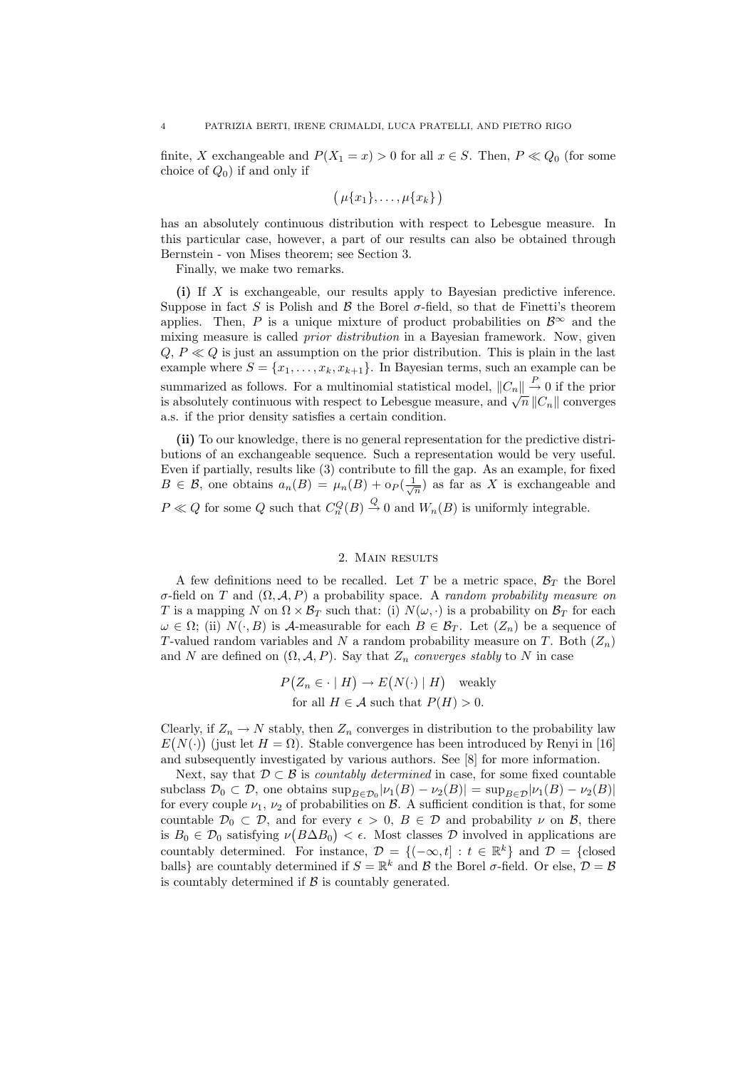finite, $X$ exchangeable and $P(X_1 = x) > 0$ for all $x \in S$. Then, $P \ll Q_0$ (for some choice of $Q_0$) if and only if

$$\big(\mu\{x_1\}, \ldots, \mu\{x_k\}\big)$$

has an absolutely continuous distribution with respect to Lebesgue measure. In this particular case, however, a part of our results can also be obtained through Bernstein - von Mises theorem; see Section 3.

Finally, we make two remarks.

**(i)** If $X$ is exchangeable, our results apply to Bayesian predictive inference. Suppose in fact $S$ is Polish and $\mathcal{B}$ the Borel $\sigma$-field, so that de Finetti's theorem applies. Then, $P$ is a unique mixture of product probabilities on $\mathcal{B}^\infty$ and the mixing measure is called *prior distribution* in a Bayesian framework. Now, given $Q$, $P \ll Q$ is just an assumption on the prior distribution. This is plain in the last example where $S = \{x_1, \ldots, x_k, x_{k+1}\}$. In Bayesian terms, such an example can be summarized as follows. For a multinomial statistical model, $\|C_n\| \overset{P}{\to} 0$ if the prior is absolutely continuous with respect to Lebesgue measure, and $\sqrt{n}\,\|C_n\|$ converges a.s. if the prior density satisfies a certain condition.

**(ii)** To our knowledge, there is no general representation for the predictive distributions of an exchangeable sequence. Such a representation would be very useful. Even if partially, results like (3) contribute to fill the gap. As an example, for fixed $B \in \mathcal{B}$, one obtains $a_n(B) = \mu_n(B) + o_P(\frac{1}{\sqrt{n}})$ as far as $X$ is exchangeable and $P \ll Q$ for some $Q$ such that $C_n^Q(B) \overset{Q}{\to} 0$ and $W_n(B)$ is uniformly integrable.

## 2. Main results

A few definitions need to be recalled. Let $T$ be a metric space, $\mathcal{B}_T$ the Borel $\sigma$-field on $T$ and $(\Omega, \mathcal{A}, P)$ a probability space. A *random probability measure on* $T$ is a mapping $N$ on $\Omega \times \mathcal{B}_T$ such that: (i) $N(\omega, \cdot)$ is a probability on $\mathcal{B}_T$ for each $\omega \in \Omega$; (ii) $N(\cdot, B)$ is $\mathcal{A}$-measurable for each $B \in \mathcal{B}_T$. Let $(Z_n)$ be a sequence of $T$-valued random variables and $N$ a random probability measure on $T$. Both $(Z_n)$ and $N$ are defined on $(\Omega, \mathcal{A}, P)$. Say that $Z_n$ *converges stably* to $N$ in case

$$P\big(Z_n \in \cdot \mid H\big) \to E\big(N(\cdot) \mid H\big) \quad \text{weakly}$$
$$\text{for all } H \in \mathcal{A} \text{ such that } P(H) > 0.$$

Clearly, if $Z_n \to N$ stably, then $Z_n$ converges in distribution to the probability law $E\big(N(\cdot)\big)$ (just let $H = \Omega$). Stable convergence has been introduced by Renyi in [16] and subsequently investigated by various authors. See [8] for more information.

Next, say that $\mathcal{D} \subset \mathcal{B}$ is *countably determined* in case, for some fixed countable subclass $\mathcal{D}_0 \subset \mathcal{D}$, one obtains $\sup_{B \in \mathcal{D}_0} |\nu_1(B) - \nu_2(B)| = \sup_{B \in \mathcal{D}} |\nu_1(B) - \nu_2(B)|$ for every couple $\nu_1$, $\nu_2$ of probabilities on $\mathcal{B}$. A sufficient condition is that, for some countable $\mathcal{D}_0 \subset \mathcal{D}$, and for every $\epsilon > 0$, $B \in \mathcal{D}$ and probability $\nu$ on $\mathcal{B}$, there is $B_0 \in \mathcal{D}_0$ satisfying $\nu\big(B \Delta B_0\big) < \epsilon$. Most classes $\mathcal{D}$ involved in applications are countably determined. For instance, $\mathcal{D} = \{(-\infty, t] : t \in \mathbb{R}^k\}$ and $\mathcal{D} = \{$closed balls$\}$ are countably determined if $S = \mathbb{R}^k$ and $\mathcal{B}$ the Borel $\sigma$-field. Or else, $\mathcal{D} = \mathcal{B}$ is countably determined if $\mathcal{B}$ is countably generated.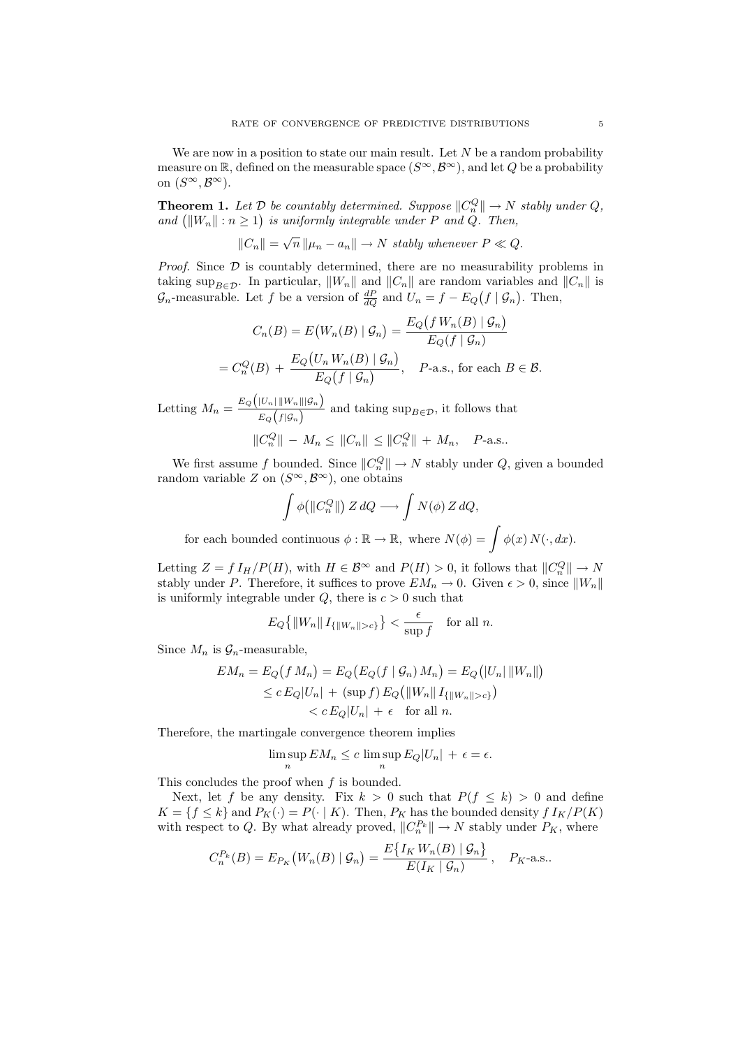We are now in a position to state our main result. Let $N$ be a random probability measure on $\mathbb{R}$, defined on the measurable space $(S^\infty, \mathcal{B}^\infty)$, and let $Q$ be a probability on $(S^\infty, \mathcal{B}^\infty)$.

**Theorem 1.** *Let $\mathcal{D}$ be countably determined. Suppose $\|C_n^Q\| \to N$ stably under $Q$, and $\big(\|W_n\| : n \geq 1\big)$ is uniformly integrable under $P$ and $Q$. Then,*

$$\|C_n\| = \sqrt{n}\,\|\mu_n - a_n\| \to N \text{ stably whenever } P \ll Q.$$

*Proof.* Since $\mathcal{D}$ is countably determined, there are no measurability problems in taking $\sup_{B\in\mathcal{D}}$. In particular, $\|W_n\|$ and $\|C_n\|$ are random variables and $\|C_n\|$ is $\mathcal{G}_n$-measurable. Let $f$ be a version of $\frac{dP}{dQ}$ and $U_n = f - E_Q\big(f \mid \mathcal{G}_n\big)$. Then,

$$C_n(B) = E\big(W_n(B) \mid \mathcal{G}_n\big) = \frac{E_Q\big(f\,W_n(B) \mid \mathcal{G}_n\big)}{E_Q(f \mid \mathcal{G}_n)}$$

$$= C_n^Q(B) + \frac{E_Q\big(U_n\,W_n(B) \mid \mathcal{G}_n\big)}{E_Q\big(f \mid \mathcal{G}_n\big)}, \quad P\text{-a.s., for each } B \in \mathcal{B}.$$

Letting $M_n = \frac{E_Q\big(|U_n|\,\|W_n\| |\mathcal{G}_n\big)}{E_Q\big(f|\mathcal{G}_n\big)}$ and taking $\sup_{B\in\mathcal{D}}$, it follows that

$$\|C_n^Q\| - M_n \leq \|C_n\| \leq \|C_n^Q\| + M_n, \quad P\text{-a.s.}.$$

We first assume $f$ bounded. Since $\|C_n^Q\| \to N$ stably under $Q$, given a bounded random variable $Z$ on $(S^\infty, \mathcal{B}^\infty)$, one obtains

$$\int \phi\big(\|C_n^Q\|\big)\,Z\,dQ \longrightarrow \int N(\phi)\,Z\,dQ,$$

$$\text{for each bounded continuous } \phi : \mathbb{R} \to \mathbb{R}, \text{ where } N(\phi) = \int \phi(x)\,N(\cdot, dx).$$

Letting $Z = f\,I_H/P(H)$, with $H \in \mathcal{B}^\infty$ and $P(H) > 0$, it follows that $\|C_n^Q\| \to N$ stably under $P$. Therefore, it suffices to prove $EM_n \to 0$. Given $\epsilon > 0$, since $\|W_n\|$ is uniformly integrable under $Q$, there is $c > 0$ such that

$$E_Q\big\{\|W_n\|\,I_{\{\|W_n\|>c\}}\big\} < \frac{\epsilon}{\sup f} \quad \text{for all } n.$$

Since $M_n$ is $\mathcal{G}_n$-measurable,

$$\begin{aligned} EM_n = E_Q\big(f\,M_n\big) &= E_Q\big(E_Q(f \mid \mathcal{G}_n)\,M_n\big) = E_Q\big(|U_n|\,\|W_n\|\big) \\ &\leq c\,E_Q|U_n| + (\sup f)\,E_Q\big(\|W_n\|\,I_{\{\|W_n\|>c\}}\big) \\ &< c\,E_Q|U_n| + \epsilon \quad \text{for all } n. \end{aligned}$$

Therefore, the martingale convergence theorem implies

$$\limsup_n EM_n \leq c\,\limsup_n E_Q|U_n| + \epsilon = \epsilon.$$

This concludes the proof when $f$ is bounded.

Next, let $f$ be any density. Fix $k > 0$ such that $P(f \leq k) > 0$ and define $K = \{f \leq k\}$ and $P_K(\cdot) = P(\cdot \mid K)$. Then, $P_K$ has the bounded density $f\,I_K/P(K)$ with respect to $Q$. By what already proved, $\|C_n^{P_k}\| \to N$ stably under $P_K$, where

$$C_n^{P_k}(B) = E_{P_K}\big(W_n(B) \mid \mathcal{G}_n\big) = \frac{E\big\{I_K\,W_n(B) \mid \mathcal{G}_n\big\}}{E(I_K \mid \mathcal{G}_n)}, \quad P_K\text{-a.s.}.$$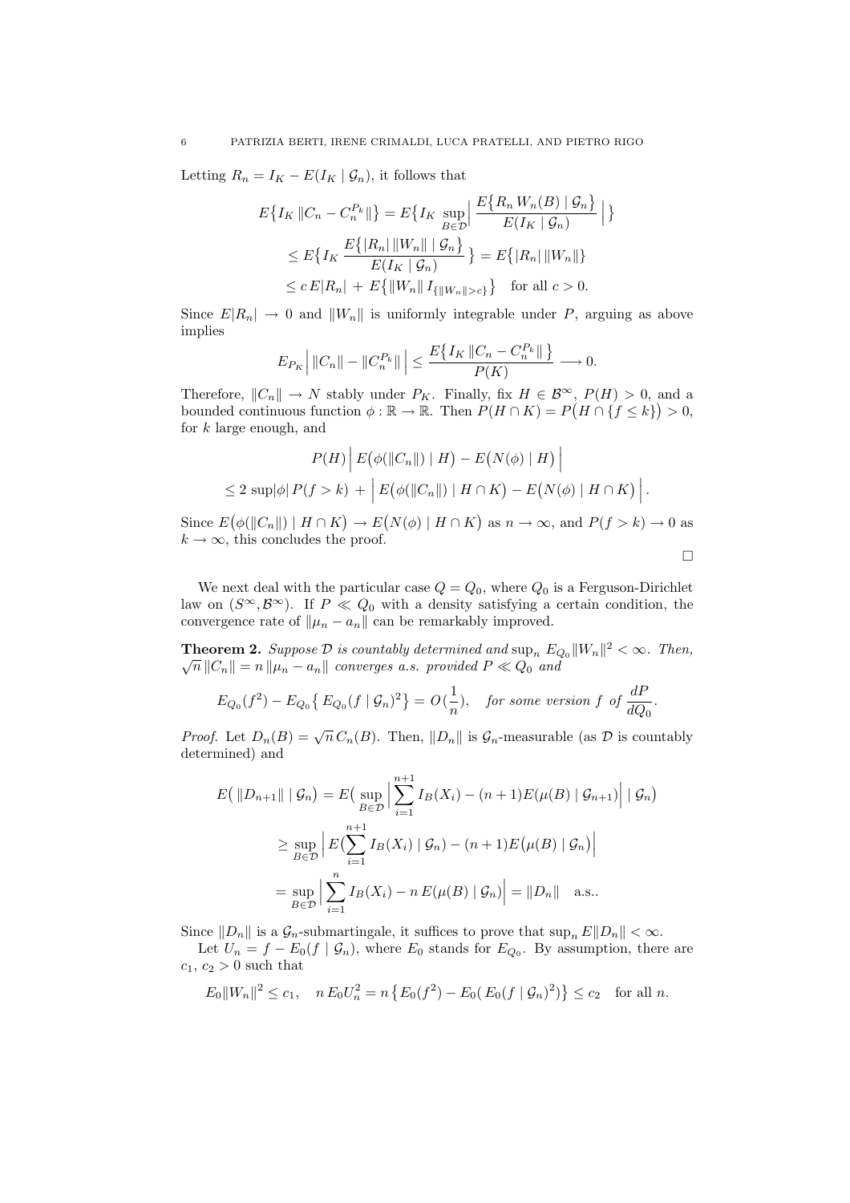Letting $R_n = I_K - E(I_K \mid \mathcal{G}_n)$, it follows that

$$
\begin{aligned}
E\{I_K \, \|C_n - C_n^{P_k}\|\} &= E\{I_K \sup_{B\in\mathcal{D}} \Big| \frac{E\{R_n \, W_n(B) \mid \mathcal{G}_n\}}{E(I_K \mid \mathcal{G}_n)} \Big| \} \\
&\leq E\{I_K \, \frac{E\{|R_n| \, \|W_n\| \mid \mathcal{G}_n\}}{E(I_K \mid \mathcal{G}_n)} \} = E\{|R_n| \, \|W_n\|\} \\
&\leq c\, E|R_n| \, + \, E\{\|W_n\| \, I_{\{\|W_n\|>c\}}\} \quad \text{for all } c > 0.
\end{aligned}
$$

Since $E|R_n| \to 0$ and $\|W_n\|$ is uniformly integrable under $P$, arguing as above implies

$$
E_{P_K} \Big| \, \|C_n\| - \|C_n^{P_k}\| \, \Big| \leq \frac{E\{I_K \, \|C_n - C_n^{P_k}\| \}}{P(K)} \longrightarrow 0.
$$

Therefore, $\|C_n\| \to N$ stably under $P_K$. Finally, fix $H \in \mathcal{B}^\infty$, $P(H) > 0$, and a bounded continuous function $\phi : \mathbb{R} \to \mathbb{R}$. Then $P(H \cap K) = P\big(H \cap \{f \leq k\}\big) > 0$, for $k$ large enough, and

$$
\begin{aligned}
&P(H) \Big| \, E\big(\phi(\|C_n\|) \mid H\big) - E\big(N(\phi) \mid H\big) \, \Big| \\
&\leq 2 \, \sup|\phi| \, P(f > k) \, + \, \Big| \, E\big(\phi(\|C_n\|) \mid H \cap K\big) - E\big(N(\phi) \mid H \cap K\big) \, \Big| .
\end{aligned}
$$

Since $E\big(\phi(\|C_n\|) \mid H \cap K\big) \to E\big(N(\phi) \mid H \cap K\big)$ as $n \to \infty$, and $P(f > k) \to 0$ as $k \to \infty$, this concludes the proof.

□

We next deal with the particular case $Q = Q_0$, where $Q_0$ is a Ferguson-Dirichlet law on $(S^\infty, \mathcal{B}^\infty)$. If $P \ll Q_0$ with a density satisfying a certain condition, the convergence rate of $\|\mu_n - a_n\|$ can be remarkably improved.

**Theorem 2.** *Suppose $\mathcal{D}$ is countably determined and* $\sup_n E_{Q_0} \|W_n\|^2 < \infty$. *Then,* $\sqrt{n} \, \|C_n\| = n \, \|\mu_n - a_n\|$ *converges a.s. provided $P \ll Q_0$ and*

$$
E_{Q_0}(f^2) - E_{Q_0}\{ E_{Q_0}(f \mid \mathcal{G}_n)^2 \} = O(\frac{1}{n}), \quad \textit{for some version } f \textit{ of } \frac{dP}{dQ_0}.
$$

*Proof.* Let $D_n(B) = \sqrt{n} \, C_n(B)$. Then, $\|D_n\|$ is $\mathcal{G}_n$-measurable (as $\mathcal{D}$ is countably determined) and

$$
\begin{aligned}
E\big( \|D_{n+1}\| \mid \mathcal{G}_n\big) &= E\big( \sup_{B\in\mathcal{D}} \Big| \sum_{i=1}^{n+1} I_B(X_i) - (n+1) E(\mu(B) \mid \mathcal{G}_{n+1}) \Big| \mid \mathcal{G}_n \big) \\
&\geq \sup_{B\in\mathcal{D}} \Big| E\big( \sum_{i=1}^{n+1} I_B(X_i) \mid \mathcal{G}_n\big) - (n+1) E\big(\mu(B) \mid \mathcal{G}_n\big) \Big| \\
&= \sup_{B\in\mathcal{D}} \Big| \sum_{i=1}^{n} I_B(X_i) - n \, E(\mu(B) \mid \mathcal{G}_n) \Big| = \|D_n\| \quad \text{a.s..}
\end{aligned}
$$

Since $\|D_n\|$ is a $\mathcal{G}_n$-submartingale, it suffices to prove that $\sup_n E\|D_n\| < \infty$.

Let $U_n = f - E_0(f \mid \mathcal{G}_n)$, where $E_0$ stands for $E_{Q_0}$. By assumption, there are $c_1$, $c_2 > 0$ such that

$$
E_0 \|W_n\|^2 \leq c_1, \quad n \, E_0 U_n^2 = n \big\{ E_0(f^2) - E_0( E_0(f \mid \mathcal{G}_n)^2) \big\} \leq c_2 \quad \text{for all } n.
$$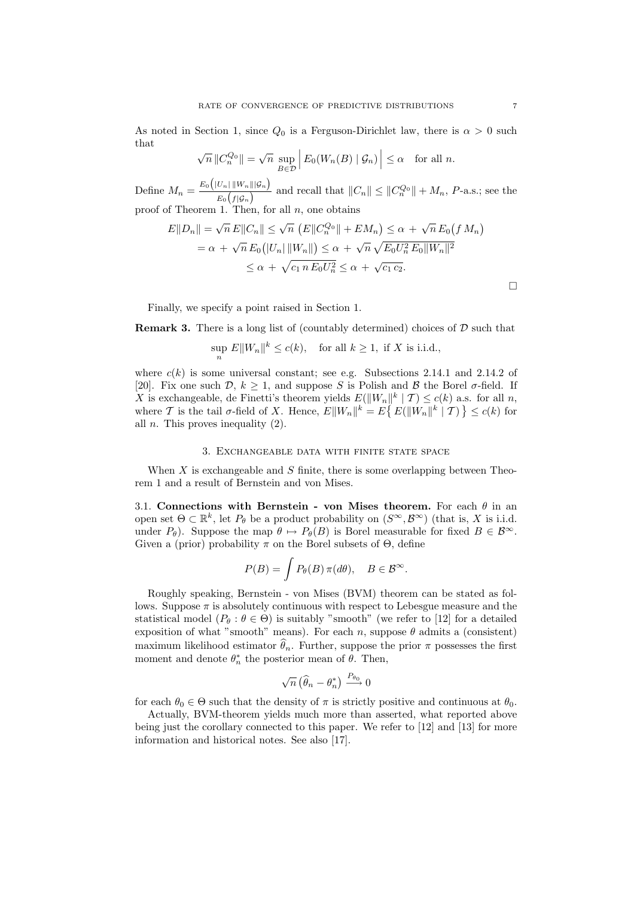As noted in Section 1, since $Q_0$ is a Ferguson-Dirichlet law, there is $\alpha > 0$ such that

$$\sqrt{n}\,\|C_n^{Q_0}\| = \sqrt{n}\,\sup_{B\in\mathcal{D}}\Big|\,E_0(W_n(B)\mid\mathcal{G}_n)\Big| \leq \alpha \quad \text{for all } n.$$

Define $M_n = \frac{E_0\big(|U_n|\,\|W_n\|\,|\mathcal{G}_n\big)}{E_0\big(f|\mathcal{G}_n\big)}$ and recall that $\|C_n\| \leq \|C_n^{Q_0}\| + M_n$, $P$-a.s.; see the proof of Theorem 1. Then, for all $n$, one obtains

$$\begin{aligned}
E\|D_n\| &= \sqrt{n}\,E\|C_n\| \leq \sqrt{n}\,\big(E\|C_n^{Q_0}\| + EM_n\big) \leq \alpha + \sqrt{n}\,E_0\big(f\,M_n\big) \\
&= \alpha + \sqrt{n}\,E_0\big(|U_n|\,\|W_n\|\big) \leq \alpha + \sqrt{n}\,\sqrt{E_0 U_n^2\,E_0\|W_n\|^2} \\
&\leq \alpha + \sqrt{c_1\,n\,E_0 U_n^2} \leq \alpha + \sqrt{c_1\,c_2}.
\end{aligned}$$

□

Finally, we specify a point raised in Section 1.

**Remark 3.** There is a long list of (countably determined) choices of $\mathcal{D}$ such that

$$\sup_n E\|W_n\|^k \leq c(k), \quad \text{for all } k \geq 1, \text{ if } X \text{ is i.i.d.},$$

where $c(k)$ is some universal constant; see e.g. Subsections 2.14.1 and 2.14.2 of [20]. Fix one such $\mathcal{D}$, $k \geq 1$, and suppose $S$ is Polish and $\mathcal{B}$ the Borel $\sigma$-field. If $X$ is exchangeable, de Finetti's theorem yields $E(\|W_n\|^k \mid \mathcal{T}) \leq c(k)$ a.s. for all $n$, where $\mathcal{T}$ is the tail $\sigma$-field of $X$. Hence, $E\|W_n\|^k = E\big\{\,E(\|W_n\|^k \mid \mathcal{T})\,\big\} \leq c(k)$ for all $n$. This proves inequality (2).

## 3. Exchangeable data with finite state space

When $X$ is exchangeable and $S$ finite, there is some overlapping between Theorem 1 and a result of Bernstein and von Mises.

**3.1. Connections with Bernstein - von Mises theorem.** For each $\theta$ in an open set $\Theta \subset \mathbb{R}^k$, let $P_\theta$ be a product probability on $(S^\infty, \mathcal{B}^\infty)$ (that is, $X$ is i.i.d. under $P_\theta$). Suppose the map $\theta \mapsto P_\theta(B)$ is Borel measurable for fixed $B \in \mathcal{B}^\infty$. Given a (prior) probability $\pi$ on the Borel subsets of $\Theta$, define

$$P(B) = \int P_\theta(B)\,\pi(d\theta), \quad B \in \mathcal{B}^\infty.$$

Roughly speaking, Bernstein - von Mises (BVM) theorem can be stated as follows. Suppose $\pi$ is absolutely continuous with respect to Lebesgue measure and the statistical model $(P_\theta : \theta \in \Theta)$ is suitably "smooth" (we refer to [12] for a detailed exposition of what "smooth" means). For each $n$, suppose $\theta$ admits a (consistent) maximum likelihood estimator $\widehat{\theta}_n$. Further, suppose the prior $\pi$ possesses the first moment and denote $\theta_n^*$ the posterior mean of $\theta$. Then,

$$\sqrt{n}\,\big(\widehat{\theta}_n - \theta_n^*\big) \xrightarrow{P_{\theta_0}} 0$$

for each $\theta_0 \in \Theta$ such that the density of $\pi$ is strictly positive and continuous at $\theta_0$.

Actually, BVM-theorem yields much more than asserted, what reported above being just the corollary connected to this paper. We refer to [12] and [13] for more information and historical notes. See also [17].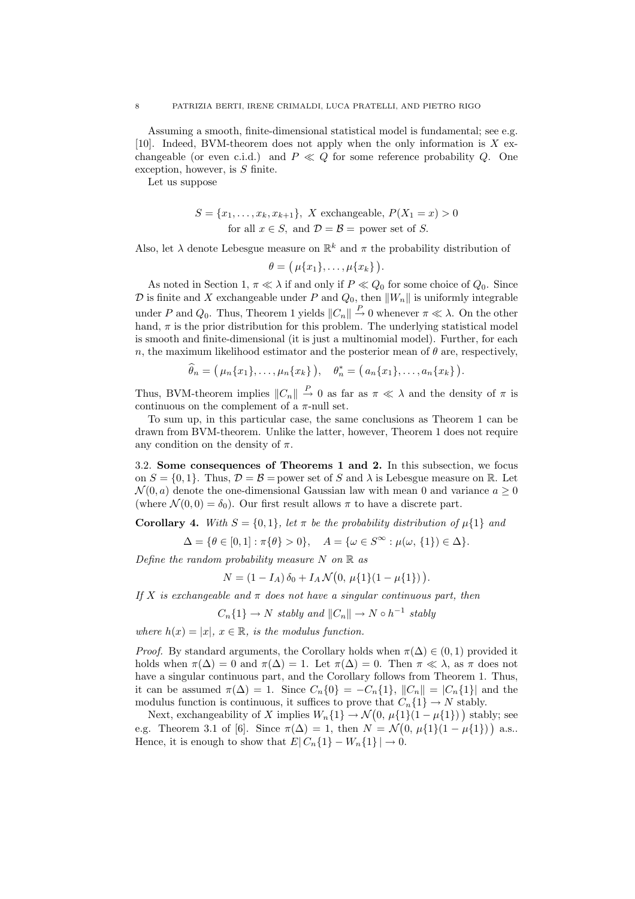Assuming a smooth, finite-dimensional statistical model is fundamental; see e.g. [10]. Indeed, BVM-theorem does not apply when the only information is $X$ exchangeable (or even c.i.d.) and $P \ll Q$ for some reference probability $Q$. One exception, however, is $S$ finite.

Let us suppose

$$S = \{x_1, \ldots, x_k, x_{k+1}\},\ X \text{ exchangeable},\ P(X_1 = x) > 0$$
$$\text{for all } x \in S, \text{ and } \mathcal{D} = \mathcal{B} = \text{ power set of } S.$$

Also, let $\lambda$ denote Lebesgue measure on $\mathbb{R}^k$ and $\pi$ the probability distribution of

$$\theta = \big(\mu\{x_1\}, \ldots, \mu\{x_k\}\big).$$

As noted in Section 1, $\pi \ll \lambda$ if and only if $P \ll Q_0$ for some choice of $Q_0$. Since $\mathcal{D}$ is finite and $X$ exchangeable under $P$ and $Q_0$, then $\|W_n\|$ is uniformly integrable under $P$ and $Q_0$. Thus, Theorem 1 yields $\|C_n\| \overset{P}{\to} 0$ whenever $\pi \ll \lambda$. On the other hand, $\pi$ is the prior distribution for this problem. The underlying statistical model is smooth and finite-dimensional (it is just a multinomial model). Further, for each $n$, the maximum likelihood estimator and the posterior mean of $\theta$ are, respectively,

$$\widehat{\theta}_n = \big(\mu_n\{x_1\}, \ldots, \mu_n\{x_k\}\big), \quad \theta_n^* = \big(a_n\{x_1\}, \ldots, a_n\{x_k\}\big).$$

Thus, BVM-theorem implies $\|C_n\| \overset{P}{\to} 0$ as far as $\pi \ll \lambda$ and the density of $\pi$ is continuous on the complement of a $\pi$-null set.

To sum up, in this particular case, the same conclusions as Theorem 1 can be drawn from BVM-theorem. Unlike the latter, however, Theorem 1 does not require any condition on the density of $\pi$.

**3.2. Some consequences of Theorems 1 and 2.** In this subsection, we focus on $S = \{0, 1\}$. Thus, $\mathcal{D} = \mathcal{B} =$ power set of $S$ and $\lambda$ is Lebesgue measure on $\mathbb{R}$. Let $\mathcal{N}(0, a)$ denote the one-dimensional Gaussian law with mean 0 and variance $a \geq 0$ (where $\mathcal{N}(0, 0) = \delta_0$). Our first result allows $\pi$ to have a discrete part.

**Corollary 4.** *With $S = \{0, 1\}$, let $\pi$ be the probability distribution of $\mu\{1\}$ and*

$$\Delta = \{\theta \in [0, 1] : \pi\{\theta\} > 0\}, \quad A = \{\omega \in S^\infty : \mu(\omega, \{1\}) \in \Delta\}.$$

*Define the random probability measure $N$ on $\mathbb{R}$ as*

$$N = (1 - I_A)\,\delta_0 + I_A\,\mathcal{N}\big(0,\, \mu\{1\}(1 - \mu\{1\})\big).$$

*If $X$ is exchangeable and $\pi$ does not have a singular continuous part, then*

$$C_n\{1\} \to N \text{ stably and } \|C_n\| \to N \circ h^{-1} \text{ stably}$$

*where $h(x) = |x|$, $x \in \mathbb{R}$, is the modulus function.*

*Proof.* By standard arguments, the Corollary holds when $\pi(\Delta) \in (0, 1)$ provided it holds when $\pi(\Delta) = 0$ and $\pi(\Delta) = 1$. Let $\pi(\Delta) = 0$. Then $\pi \ll \lambda$, as $\pi$ does not have a singular continuous part, and the Corollary follows from Theorem 1. Thus, it can be assumed $\pi(\Delta) = 1$. Since $C_n\{0\} = -C_n\{1\}$, $\|C_n\| = |C_n\{1\}|$ and the modulus function is continuous, it suffices to prove that $C_n\{1\} \to N$ stably.

Next, exchangeability of $X$ implies $W_n\{1\} \to \mathcal{N}\big(0,\, \mu\{1\}(1 - \mu\{1\})\big)$ stably; see e.g. Theorem 3.1 of [6]. Since $\pi(\Delta) = 1$, then $N = \mathcal{N}\big(0,\, \mu\{1\}(1 - \mu\{1\})\big)$ a.s.. Hence, it is enough to show that $E|\,C_n\{1\} - W_n\{1\}\,| \to 0$.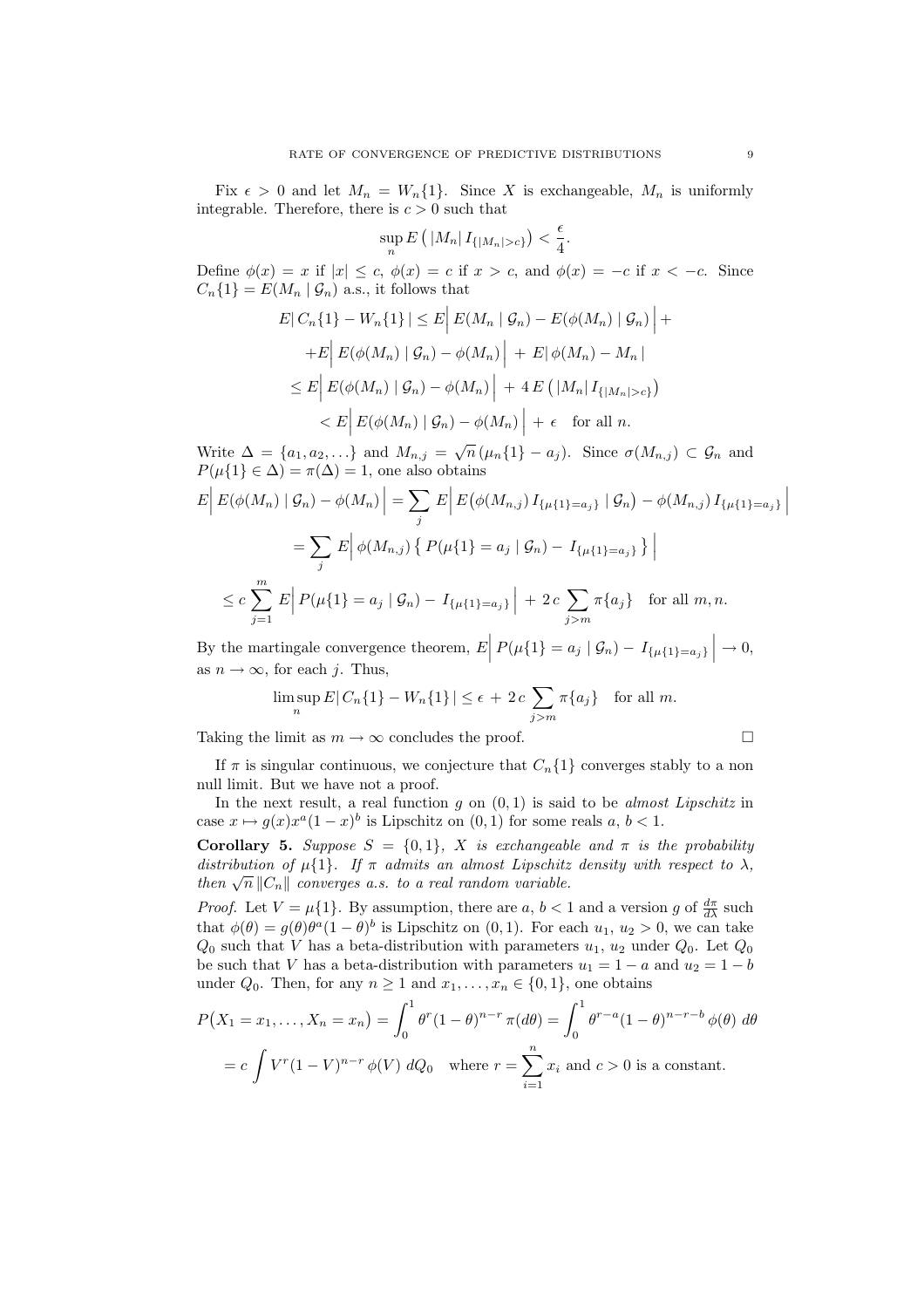Fix $\epsilon > 0$ and let $M_n = W_n\{1\}$. Since $X$ is exchangeable, $M_n$ is uniformly integrable. Therefore, there is $c > 0$ such that

$$\sup_n E\left(|M_n|\, I_{\{|M_n|>c\}}\right) < \frac{\epsilon}{4}.$$

Define $\phi(x) = x$ if $|x| \le c$, $\phi(x) = c$ if $x > c$, and $\phi(x) = -c$ if $x < -c$. Since $C_n\{1\} = E(M_n \mid \mathcal{G}_n)$ a.s., it follows that

$$\begin{aligned}
E|\, C_n\{1\} - W_n\{1\}\,| &\le E\Big|\, E(M_n \mid \mathcal{G}_n) - E(\phi(M_n) \mid \mathcal{G}_n)\,\Big| + \\
&+ E\Big|\, E(\phi(M_n) \mid \mathcal{G}_n) - \phi(M_n)\,\Big| \,+\, E|\,\phi(M_n) - M_n\,| \\
&\le E\Big|\, E(\phi(M_n) \mid \mathcal{G}_n) - \phi(M_n)\,\Big| \,+\, 4\,E\left(|M_n|\, I_{\{|M_n|>c\}}\right) \\
&< E\Big|\, E(\phi(M_n) \mid \mathcal{G}_n) - \phi(M_n)\,\Big| \,+\, \epsilon \quad \text{for all } n.
\end{aligned}$$

Write $\Delta = \{a_1, a_2, \ldots\}$ and $M_{n,j} = \sqrt{n}\,(\mu_n\{1\} - a_j)$. Since $\sigma(M_{n,j}) \subset \mathcal{G}_n$ and $P(\mu\{1\} \in \Delta) = \pi(\Delta) = 1$, one also obtains

$$\begin{aligned}
E\Big|\, E(\phi(M_n) \mid \mathcal{G}_n) - \phi(M_n)\,\Big| &= \sum_j E\Big|\, E\big(\phi(M_{n,j})\, I_{\{\mu\{1\}=a_j\}} \mid \mathcal{G}_n\big) - \phi(M_{n,j})\, I_{\{\mu\{1\}=a_j\}}\,\Big| \\
&= \sum_j E\Big|\, \phi(M_{n,j})\,\big\{\, P(\mu\{1\} = a_j \mid \mathcal{G}_n) -\, I_{\{\mu\{1\}=a_j\}}\,\big\}\,\Big| \\
&\le c\sum_{j=1}^m E\Big|\, P(\mu\{1\} = a_j \mid \mathcal{G}_n) -\, I_{\{\mu\{1\}=a_j\}}\,\Big| \,+\, 2\,c\sum_{j>m} \pi\{a_j\} \quad \text{for all } m, n.
\end{aligned}$$

By the martingale convergence theorem, $E\Big|\, P(\mu\{1\} = a_j \mid \mathcal{G}_n) -\, I_{\{\mu\{1\}=a_j\}}\,\Big| \to 0$, as $n \to \infty$, for each $j$. Thus,

$$\limsup_n E|\, C_n\{1\} - W_n\{1\}\,| \le \epsilon \,+\, 2\,c\sum_{j>m} \pi\{a_j\} \quad \text{for all } m.$$

Taking the limit as $m \to \infty$ concludes the proof. □

If $\pi$ is singular continuous, we conjecture that $C_n\{1\}$ converges stably to a non null limit. But we have not a proof.

In the next result, a real function $g$ on $(0, 1)$ is said to be *almost Lipschitz* in case $x \mapsto g(x)x^a(1 - x)^b$ is Lipschitz on $(0, 1)$ for some reals $a$, $b < 1$.

**Corollary 5.** *Suppose $S = \{0, 1\}$, $X$ is exchangeable and $\pi$ is the probability distribution of $\mu\{1\}$. If $\pi$ admits an almost Lipschitz density with respect to $\lambda$, then $\sqrt{n}\,\|C_n\|$ converges a.s. to a real random variable.*

*Proof.* Let $V = \mu\{1\}$. By assumption, there are $a$, $b < 1$ and a version $g$ of $\frac{d\pi}{d\lambda}$ such that $\phi(\theta) = g(\theta)\theta^a(1 - \theta)^b$ is Lipschitz on $(0, 1)$. For each $u_1$, $u_2 > 0$, we can take $Q_0$ such that $V$ has a beta-distribution with parameters $u_1$, $u_2$ under $Q_0$. Let $Q_0$ be such that $V$ has a beta-distribution with parameters $u_1 = 1 - a$ and $u_2 = 1 - b$ under $Q_0$. Then, for any $n \ge 1$ and $x_1, \ldots, x_n \in \{0, 1\}$, one obtains

$$\begin{aligned}
P\big(X_1 = x_1, \ldots, X_n = x_n\big) &= \int_0^1 \theta^r(1 - \theta)^{n-r}\,\pi(d\theta) = \int_0^1 \theta^{r-a}(1 - \theta)^{n-r-b}\,\phi(\theta)\; d\theta \\
&= c\int V^r(1 - V)^{n-r}\,\phi(V)\; dQ_0 \quad \text{where } r = \sum_{i=1}^n x_i \text{ and } c > 0 \text{ is a constant.}
\end{aligned}$$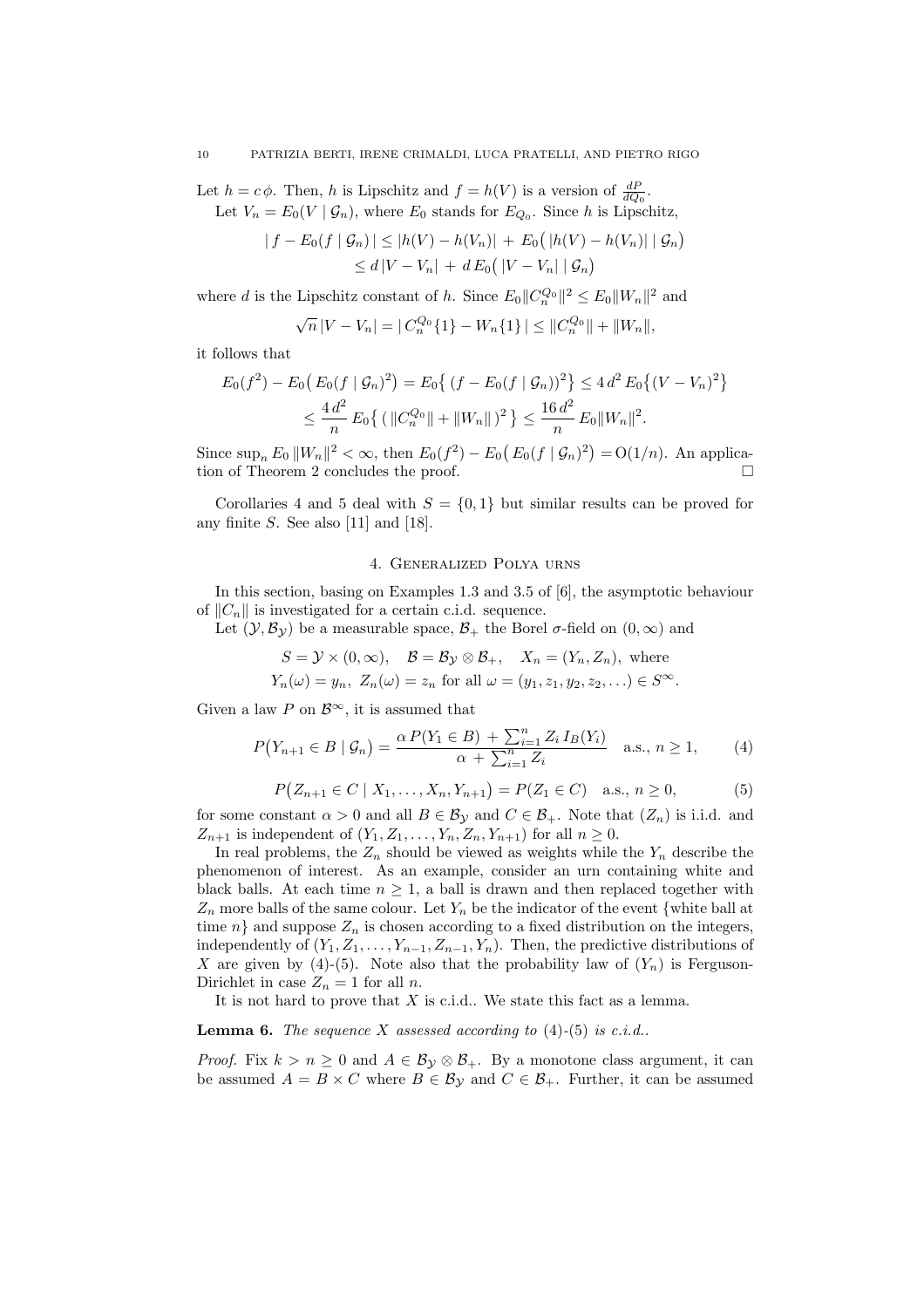Let $h = c\,\phi$. Then, $h$ is Lipschitz and $f = h(V)$ is a version of $\frac{dP}{dQ_0}$.

Let $V_n = E_0(V \mid \mathcal{G}_n)$, where $E_0$ stands for $E_{Q_0}$. Since $h$ is Lipschitz,

$$
\begin{aligned}
|\, f - E_0(f \mid \mathcal{G}_n)\,| &\leq |h(V) - h(V_n)| \,+\, E_0\big(\,|h(V) - h(V_n)| \mid \mathcal{G}_n\big) \\
&\leq d\,|V - V_n| \,+\, d\,E_0\big(\,|V - V_n| \mid \mathcal{G}_n\big)
\end{aligned}
$$

where $d$ is the Lipschitz constant of $h$. Since $E_0\|C_n^{Q_0}\|^2 \leq E_0\|W_n\|^2$ and

$$
\sqrt{n}\,|V - V_n| = |\,C_n^{Q_0}\{1\} - W_n\{1\}\,| \leq \|C_n^{Q_0}\| + \|W_n\|,
$$

it follows that

$$
\begin{aligned}
E_0(f^2) - E_0\big(\,E_0(f \mid \mathcal{G}_n)^2\big) &= E_0\big\{\,(f - E_0(f \mid \mathcal{G}_n))^2\big\} \leq 4\,d^2\,E_0\big\{(V - V_n)^2\big\} \\
&\leq \frac{4\,d^2}{n}\,E_0\big\{\,(\,\|C_n^{Q_0}\| + \|W_n\|\,)^2\,\big\} \leq \frac{16\,d^2}{n}\,E_0\|W_n\|^2.
\end{aligned}
$$

Since $\sup_n E_0\,\|W_n\|^2 < \infty$, then $E_0(f^2) - E_0\big(\,E_0(f \mid \mathcal{G}_n)^2\big) = \mathrm{O}(1/n)$. An application of Theorem 2 concludes the proof. $\square$

Corollaries 4 and 5 deal with $S = \{0, 1\}$ but similar results can be proved for any finite $S$. See also [11] and [18].

## 4. Generalized Polya urns

In this section, basing on Examples 1.3 and 3.5 of [6], the asymptotic behaviour of $\|C_n\|$ is investigated for a certain c.i.d. sequence.

Let $(\mathcal{Y}, \mathcal{B}_\mathcal{Y})$ be a measurable space, $\mathcal{B}_+$ the Borel $\sigma$-field on $(0, \infty)$ and

$$
\begin{aligned}
&S = \mathcal{Y} \times (0, \infty), \quad \mathcal{B} = \mathcal{B}_\mathcal{Y} \otimes \mathcal{B}_+, \quad X_n = (Y_n, Z_n), \text{ where} \\
&Y_n(\omega) = y_n,\; Z_n(\omega) = z_n \text{ for all } \omega = (y_1, z_1, y_2, z_2, \ldots) \in S^\infty.
\end{aligned}
$$

Given a law $P$ on $\mathcal{B}^\infty$, it is assumed that

$$
P\big(Y_{n+1} \in B \mid \mathcal{G}_n\big) = \frac{\alpha\,P(Y_1 \in B) \,+\, \sum_{i=1}^n Z_i\,I_B(Y_i)}{\alpha \,+\, \sum_{i=1}^n Z_i} \quad \text{a.s., } n \geq 1, \tag{4}
$$

$$
P\big(Z_{n+1} \in C \mid X_1, \ldots, X_n, Y_{n+1}\big) = P(Z_1 \in C) \quad \text{a.s., } n \geq 0, \tag{5}
$$

for some constant $\alpha > 0$ and all $B \in \mathcal{B}_\mathcal{Y}$ and $C \in \mathcal{B}_+$. Note that $(Z_n)$ is i.i.d. and $Z_{n+1}$ is independent of $(Y_1, Z_1, \ldots, Y_n, Z_n, Y_{n+1})$ for all $n \geq 0$.

In real problems, the $Z_n$ should be viewed as weights while the $Y_n$ describe the phenomenon of interest. As an example, consider an urn containing white and black balls. At each time $n \geq 1$, a ball is drawn and then replaced together with $Z_n$ more balls of the same colour. Let $Y_n$ be the indicator of the event {white ball at time $n$} and suppose $Z_n$ is chosen according to a fixed distribution on the integers, independently of $(Y_1, Z_1, \ldots, Y_{n-1}, Z_{n-1}, Y_n)$. Then, the predictive distributions of $X$ are given by (4)-(5). Note also that the probability law of $(Y_n)$ is Ferguson-Dirichlet in case $Z_n = 1$ for all $n$.

It is not hard to prove that $X$ is c.i.d.. We state this fact as a lemma.

**Lemma 6.** *The sequence $X$ assessed according to* (4)-(5) *is c.i.d..*

*Proof.* Fix $k > n \geq 0$ and $A \in \mathcal{B}_\mathcal{Y} \otimes \mathcal{B}_+$. By a monotone class argument, it can be assumed $A = B \times C$ where $B \in \mathcal{B}_\mathcal{Y}$ and $C \in \mathcal{B}_+$. Further, it can be assumed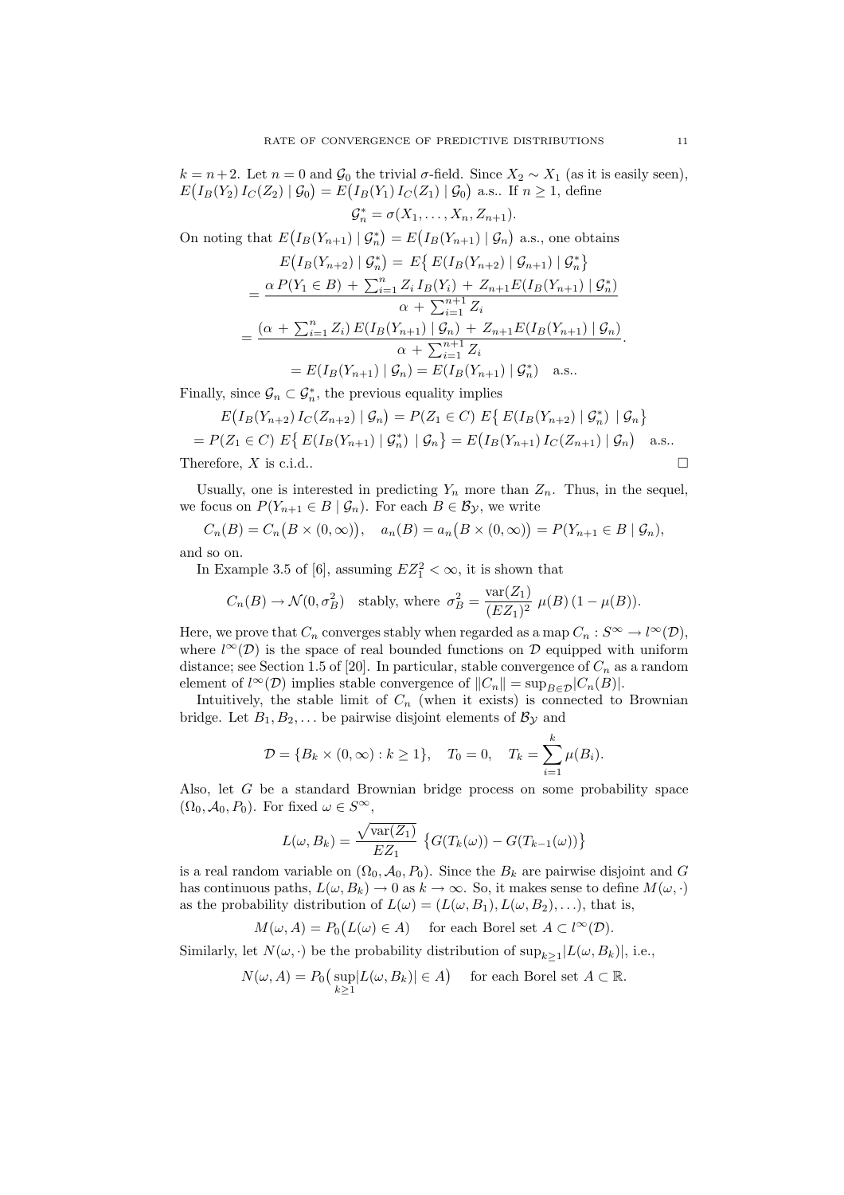$k = n+2$. Let $n = 0$ and $\mathcal{G}_0$ the trivial $\sigma$-field. Since $X_2 \sim X_1$ (as it is easily seen), $E\big(I_B(Y_2)\, I_C(Z_2) \mid \mathcal{G}_0\big) = E\big(I_B(Y_1)\, I_C(Z_1) \mid \mathcal{G}_0\big)$ a.s.. If $n \geq 1$, define

$$\mathcal{G}_n^* = \sigma(X_1, \ldots, X_n, Z_{n+1}).$$

On noting that $E\big(I_B(Y_{n+1}) \mid \mathcal{G}_n^*\big) = E\big(I_B(Y_{n+1}) \mid \mathcal{G}_n\big)$ a.s., one obtains

$$\begin{aligned}
E\big(I_B(Y_{n+2}) \mid \mathcal{G}_n^*\big) &= E\big\{\, E(I_B(Y_{n+2}) \mid \mathcal{G}_{n+1}) \mid \mathcal{G}_n^*\big\} \\
&= \frac{\alpha\, P(Y_1 \in B) \,+\, \sum_{i=1}^n Z_i\, I_B(Y_i) \,+\, Z_{n+1} E(I_B(Y_{n+1}) \mid \mathcal{G}_n^*)}{\alpha \,+\, \sum_{i=1}^{n+1} Z_i} \\
&= \frac{(\alpha \,+\, \sum_{i=1}^n Z_i)\, E(I_B(Y_{n+1}) \mid \mathcal{G}_n) \,+\, Z_{n+1} E(I_B(Y_{n+1}) \mid \mathcal{G}_n)}{\alpha \,+\, \sum_{i=1}^{n+1} Z_i}. \\
&= E(I_B(Y_{n+1}) \mid \mathcal{G}_n) = E(I_B(Y_{n+1}) \mid \mathcal{G}_n^*) \quad \text{a.s..}
\end{aligned}$$

Finally, since $\mathcal{G}_n \subset \mathcal{G}_n^*$, the previous equality implies

$$\begin{aligned}
&E\big(I_B(Y_{n+2})\, I_C(Z_{n+2}) \mid \mathcal{G}_n\big) = P(Z_1 \in C)\; E\big\{\, E(I_B(Y_{n+2}) \mid \mathcal{G}_n^*) \;\mid \mathcal{G}_n\big\} \\
&= P(Z_1 \in C)\; E\big\{\, E(I_B(Y_{n+1}) \mid \mathcal{G}_n^*) \;\mid \mathcal{G}_n\big\} = E\big(I_B(Y_{n+1})\, I_C(Z_{n+1}) \mid \mathcal{G}_n\big) \quad \text{a.s..}
\end{aligned}$$

Therefore, $X$ is c.i.d.. $\square$

Usually, one is interested in predicting $Y_n$ more than $Z_n$. Thus, in the sequel, we focus on $P(Y_{n+1} \in B \mid \mathcal{G}_n)$. For each $B \in \mathcal{B}_{\mathcal{Y}}$, we write

$$C_n(B) = C_n\big(B \times (0, \infty)\big), \quad a_n(B) = a_n\big(B \times (0, \infty)\big) = P(Y_{n+1} \in B \mid \mathcal{G}_n),$$

and so on.

In Example 3.5 of [6], assuming $EZ_1^2 < \infty$, it is shown that

$$C_n(B) \to \mathcal{N}(0, \sigma_B^2) \quad \text{stably, where } \sigma_B^2 = \frac{\text{var}(Z_1)}{(EZ_1)^2}\, \mu(B)\, (1 - \mu(B)).$$

Here, we prove that $C_n$ converges stably when regarded as a map $C_n : S^\infty \to l^\infty(\mathcal{D})$, where $l^\infty(\mathcal{D})$ is the space of real bounded functions on $\mathcal{D}$ equipped with uniform distance; see Section 1.5 of [20]. In particular, stable convergence of $C_n$ as a random element of $l^\infty(\mathcal{D})$ implies stable convergence of $\|C_n\| = \sup_{B \in \mathcal{D}} |C_n(B)|$.

Intuitively, the stable limit of $C_n$ (when it exists) is connected to Brownian bridge. Let $B_1, B_2, \ldots$ be pairwise disjoint elements of $\mathcal{B}_{\mathcal{Y}}$ and

$$\mathcal{D} = \{B_k \times (0, \infty) : k \geq 1\}, \quad T_0 = 0, \quad T_k = \sum_{i=1}^k \mu(B_i).$$

Also, let $G$ be a standard Brownian bridge process on some probability space $(\Omega_0, \mathcal{A}_0, P_0)$. For fixed $\omega \in S^\infty$,

$$L(\omega, B_k) = \frac{\sqrt{\text{var}(Z_1)}}{EZ_1}\, \big\{G(T_k(\omega)) - G(T_{k-1}(\omega))\big\}$$

is a real random variable on $(\Omega_0, \mathcal{A}_0, P_0)$. Since the $B_k$ are pairwise disjoint and $G$ has continuous paths, $L(\omega, B_k) \to 0$ as $k \to \infty$. So, it makes sense to define $M(\omega, \cdot)$ as the probability distribution of $L(\omega) = (L(\omega, B_1), L(\omega, B_2), \ldots)$, that is,

$$M(\omega, A) = P_0\big(L(\omega) \in A\big) \quad \text{for each Borel set } A \subset l^\infty(\mathcal{D}).$$

Similarly, let $N(\omega, \cdot)$ be the probability distribution of $\sup_{k \geq 1} |L(\omega, B_k)|$, i.e.,

$$N(\omega, A) = P_0\big(\sup_{k \geq 1} |L(\omega, B_k)| \in A\big) \quad \text{for each Borel set } A \subset \mathbb{R}.$$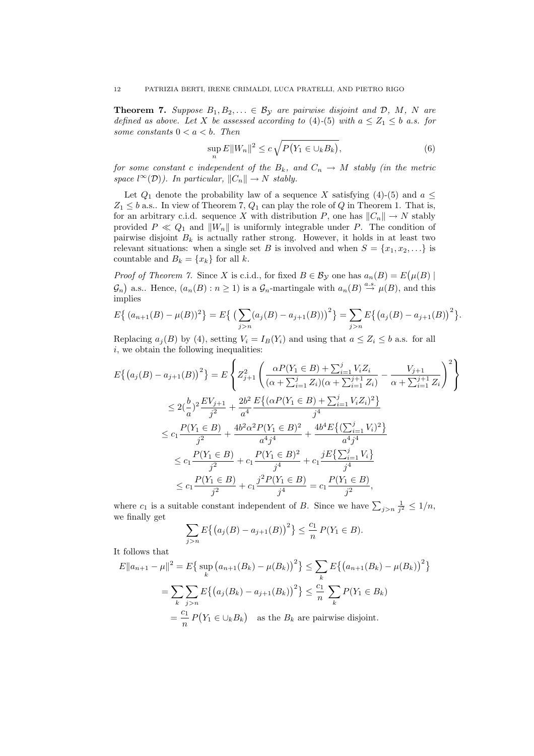**Theorem 7.** *Suppose $B_1, B_2, \ldots \in \mathcal{B}_\mathcal{Y}$ are pairwise disjoint and $\mathcal{D}$, $M$, $N$ are defined as above. Let $X$ be assessed according to* (4)-(5) *with $a \leq Z_1 \leq b$ a.s. for some constants $0 < a < b$. Then*

$$\sup_n E\|W_n\|^2 \leq c\sqrt{P\big(Y_1 \in \cup_k B_k\big)}, \tag{6}$$

*for some constant $c$ independent of the $B_k$, and $C_n \to M$ stably (in the metric space $l^\infty(\mathcal{D})$). In particular, $\|C_n\| \to N$ stably.*

Let $Q_1$ denote the probability law of a sequence $X$ satisfying (4)-(5) and $a \leq Z_1 \leq b$ a.s.. In view of Theorem 7, $Q_1$ can play the role of $Q$ in Theorem 1. That is, for an arbitrary c.i.d. sequence $X$ with distribution $P$, one has $\|C_n\| \to N$ stably provided $P \ll Q_1$ and $\|W_n\|$ is uniformly integrable under $P$. The condition of pairwise disjoint $B_k$ is actually rather strong. However, it holds in at least two relevant situations: when a single set $B$ is involved and when $S = \{x_1, x_2, \ldots\}$ is countable and $B_k = \{x_k\}$ for all $k$.

*Proof of Theorem 7.* Since $X$ is c.i.d., for fixed $B \in \mathcal{B}_\mathcal{Y}$ one has $a_n(B) = E\big(\mu(B) \mid \mathcal{G}_n\big)$ a.s.. Hence, $(a_n(B) : n \geq 1)$ is a $\mathcal{G}_n$-martingale with $a_n(B) \overset{a.s.}{\to} \mu(B)$, and this implies

$$E\big\{\,(a_{n+1}(B) - \mu(B))^2\big\} = E\big\{\,\big(\sum_{j>n}(a_j(B) - a_{j+1}(B))\big)^2\big\} = \sum_{j>n} E\big\{\big(a_j(B) - a_{j+1}(B)\big)^2\big\}.$$

Replacing $a_j(B)$ by (4), setting $V_i = I_B(Y_i)$ and using that $a \leq Z_i \leq b$ a.s. for all $i$, we obtain the following inequalities:

$$\begin{aligned}
E\big\{\big(a_j(B) - a_{j+1}(B)\big)^2\big\} &= E\left\{Z_{j+1}^2\left(\frac{\alpha P(Y_1 \in B) + \sum_{i=1}^j V_i Z_i}{(\alpha + \sum_{i=1}^j Z_i)(\alpha + \sum_{i=1}^{j+1} Z_i)} - \frac{V_{j+1}}{\alpha + \sum_{i=1}^{j+1} Z_i}\right)^2\right\} \\
&\leq 2(\frac{b}{a})^2 \frac{EV_{j+1}}{j^2} + \frac{2b^2}{a^4}\frac{E\big\{(\alpha P(Y_1 \in B) + \sum_{i=1}^j V_i Z_i)^2\big\}}{j^4} \\
&\leq c_1 \frac{P(Y_1 \in B)}{j^2} + \frac{4b^2\alpha^2 P(Y_1 \in B)^2}{a^4 j^4} + \frac{4b^4 E\big\{(\sum_{i=1}^j V_i)^2\big\}}{a^4 j^4} \\
&\leq c_1 \frac{P(Y_1 \in B)}{j^2} + c_1 \frac{P(Y_1 \in B)^2}{j^4} + c_1 \frac{j E\big\{\sum_{i=1}^j V_i\big\}}{j^4} \\
&\leq c_1 \frac{P(Y_1 \in B)}{j^2} + c_1 \frac{j^2 P(Y_1 \in B)}{j^4} = c_1 \frac{P(Y_1 \in B)}{j^2},
\end{aligned}$$

where $c_1$ is a suitable constant independent of $B$. Since we have $\sum_{j>n} \frac{1}{j^2} \leq 1/n$, we finally get

$$\sum_{j>n} E\big\{\big(a_j(B) - a_{j+1}(B)\big)^2\big\} \leq \frac{c_1}{n}\, P(Y_1 \in B).$$

It follows that

$$\begin{aligned}
E\|a_{n+1} - \mu\|^2 &= E\big\{\sup_k \big(a_{n+1}(B_k) - \mu(B_k)\big)^2\big\} \leq \sum_k E\big\{\big(a_{n+1}(B_k) - \mu(B_k)\big)^2\big\} \\
&= \sum_k \sum_{j>n} E\big\{\big(a_j(B_k) - a_{j+1}(B_k)\big)^2\big\} \leq \frac{c_1}{n} \sum_k P(Y_1 \in B_k) \\
&= \frac{c_1}{n}\, P\big(Y_1 \in \cup_k B_k\big) \quad \text{as the } B_k \text{ are pairwise disjoint.}
\end{aligned}$$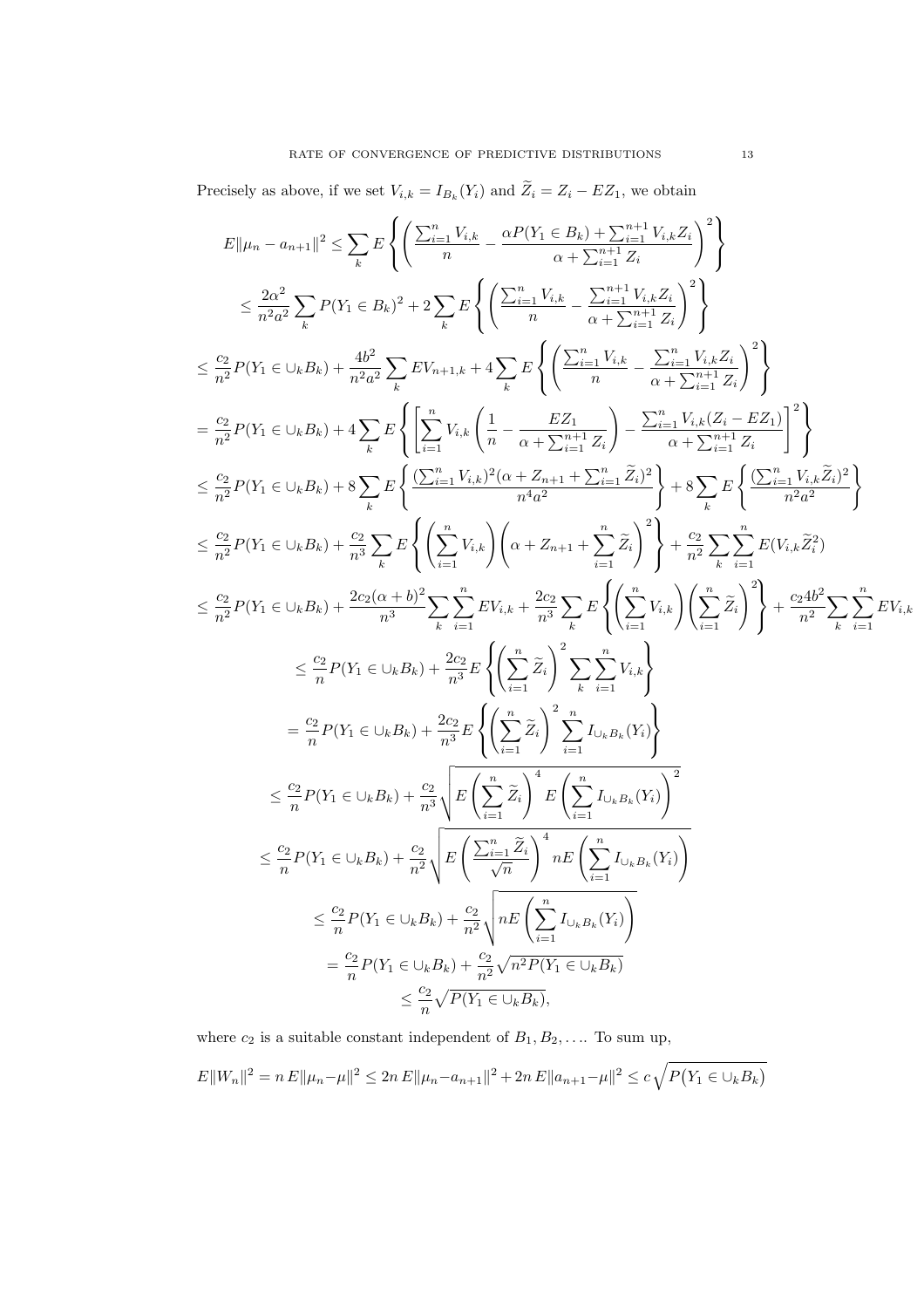Precisely as above, if we set $V_{i,k} = I_{B_k}(Y_i)$ and $\widetilde{Z}_i = Z_i - EZ_1$, we obtain

$$
\begin{aligned}
E\|\mu_n - a_{n+1}\|^2 &\leq \sum_k E\left\{\left(\frac{\sum_{i=1}^n V_{i,k}}{n} - \frac{\alpha P(Y_1 \in B_k) + \sum_{i=1}^{n+1} V_{i,k} Z_i}{\alpha + \sum_{i=1}^{n+1} Z_i}\right)^2\right\} \\
&\leq \frac{2\alpha^2}{n^2 a^2} \sum_k P(Y_1 \in B_k)^2 + 2 \sum_k E\left\{\left(\frac{\sum_{i=1}^n V_{i,k}}{n} - \frac{\sum_{i=1}^{n+1} V_{i,k} Z_i}{\alpha + \sum_{i=1}^{n+1} Z_i}\right)^2\right\}
\end{aligned}
$$

$$
\begin{aligned}
&\leq \frac{c_2}{n^2} P(Y_1 \in \cup_k B_k) + \frac{4b^2}{n^2 a^2} \sum_k E V_{n+1,k} + 4 \sum_k E\left\{\left(\frac{\sum_{i=1}^n V_{i,k}}{n} - \frac{\sum_{i=1}^{n} V_{i,k} Z_i}{\alpha + \sum_{i=1}^{n+1} Z_i}\right)^2\right\} \\
&= \frac{c_2}{n^2} P(Y_1 \in \cup_k B_k) + 4 \sum_k E\left\{\left[\sum_{i=1}^n V_{i,k}\left(\frac{1}{n} - \frac{EZ_1}{\alpha + \sum_{i=1}^{n+1} Z_i}\right) - \frac{\sum_{i=1}^n V_{i,k}(Z_i - EZ_1)}{\alpha + \sum_{i=1}^{n+1} Z_i}\right]^2\right\} \\
&\leq \frac{c_2}{n^2} P(Y_1 \in \cup_k B_k) + 8 \sum_k E\left\{\frac{(\sum_{i=1}^n V_{i,k})^2 (\alpha + Z_{n+1} + \sum_{i=1}^n \widetilde{Z}_i)^2}{n^4 a^2}\right\} + 8 \sum_k E\left\{\frac{(\sum_{i=1}^n V_{i,k} \widetilde{Z}_i)^2}{n^2 a^2}\right\} \\
&\leq \frac{c_2}{n^2} P(Y_1 \in \cup_k B_k) + \frac{c_2}{n^3} \sum_k E\left\{\left(\sum_{i=1}^n V_{i,k}\right)\left(\alpha + Z_{n+1} + \sum_{i=1}^n \widetilde{Z}_i\right)^2\right\} + \frac{c_2}{n^2} \sum_k \sum_{i=1}^n E(V_{i,k} \widetilde{Z}_i^2) \\
&\leq \frac{c_2}{n^2} P(Y_1 \in \cup_k B_k) + \frac{2c_2(\alpha+b)^2}{n^3} \sum_k \sum_{i=1}^n E V_{i,k} + \frac{2c_2}{n^3} \sum_k E\left\{\left(\sum_{i=1}^n V_{i,k}\right)\left(\sum_{i=1}^n \widetilde{Z}_i\right)^2\right\} + \frac{c_2 4b^2}{n^2} \sum_k \sum_{i=1}^n E V_{i,k}
\end{aligned}
$$

$$
\begin{aligned}
&\leq \frac{c_2}{n} P(Y_1 \in \cup_k B_k) + \frac{2c_2}{n^3} E\left\{\left(\sum_{i=1}^n \widetilde{Z}_i\right)^2 \sum_k \sum_{i=1}^n V_{i,k}\right\} \\
&= \frac{c_2}{n} P(Y_1 \in \cup_k B_k) + \frac{2c_2}{n^3} E\left\{\left(\sum_{i=1}^n \widetilde{Z}_i\right)^2 \sum_{i=1}^n I_{\cup_k B_k}(Y_i)\right\} \\
&\leq \frac{c_2}{n} P(Y_1 \in \cup_k B_k) + \frac{c_2}{n^3} \sqrt{E\left(\sum_{i=1}^n \widetilde{Z}_i\right)^4 E\left(\sum_{i=1}^n I_{\cup_k B_k}(Y_i)\right)^2} \\
&\leq \frac{c_2}{n} P(Y_1 \in \cup_k B_k) + \frac{c_2}{n^2} \sqrt{E\left(\frac{\sum_{i=1}^n \widetilde{Z}_i}{\sqrt{n}}\right)^4 n E\left(\sum_{i=1}^n I_{\cup_k B_k}(Y_i)\right)} \\
&\leq \frac{c_2}{n} P(Y_1 \in \cup_k B_k) + \frac{c_2}{n^2} \sqrt{n E\left(\sum_{i=1}^n I_{\cup_k B_k}(Y_i)\right)} \\
&= \frac{c_2}{n} P(Y_1 \in \cup_k B_k) + \frac{c_2}{n^2} \sqrt{n^2 P(Y_1 \in \cup_k B_k)} \\
&\leq \frac{c_2}{n} \sqrt{P(Y_1 \in \cup_k B_k)},
\end{aligned}
$$

where $c_2$ is a suitable constant independent of $B_1, B_2, \ldots$. To sum up,

$$
E\|W_n\|^2 = n\, E\|\mu_n - \mu\|^2 \leq 2n\, E\|\mu_n - a_{n+1}\|^2 + 2n\, E\|a_{n+1} - \mu\|^2 \leq c\sqrt{P\big(Y_1 \in \cup_k B_k\big)}
$$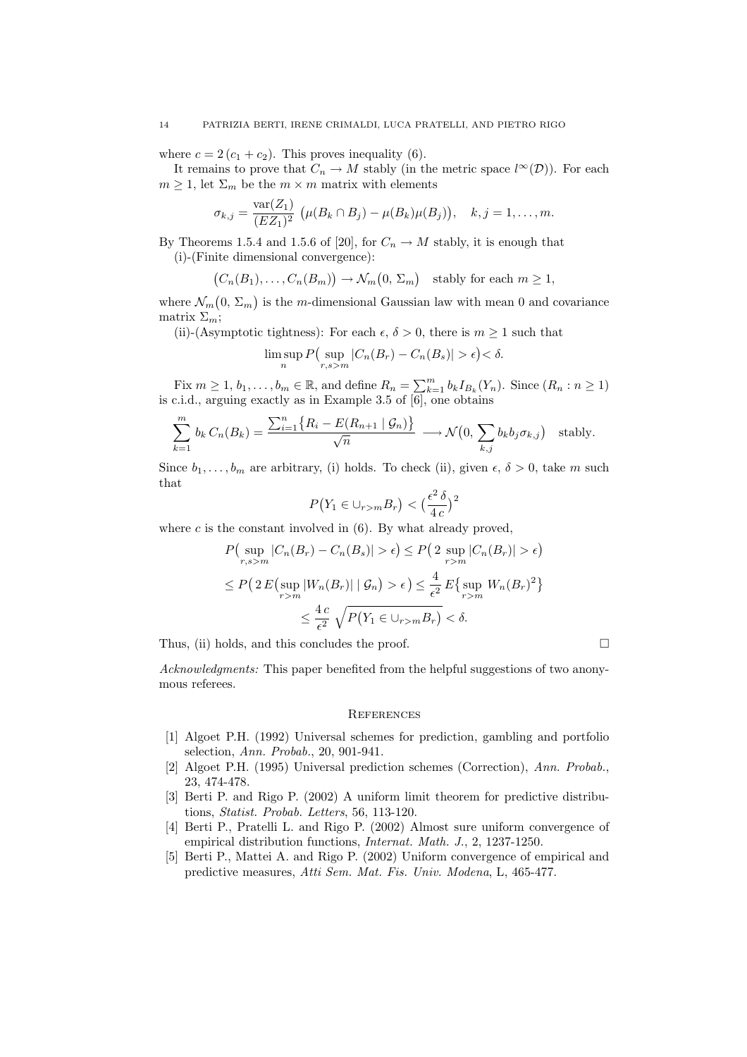where $c = 2\,(c_1 + c_2)$. This proves inequality (6).

It remains to prove that $C_n \to M$ stably (in the metric space $l^\infty(\mathcal{D})$). For each $m \geq 1$, let $\Sigma_m$ be the $m \times m$ matrix with elements

$$\sigma_{k,j} = \frac{\text{var}(Z_1)}{(EZ_1)^2}\,\big(\mu(B_k \cap B_j) - \mu(B_k)\mu(B_j)\big), \quad k, j = 1, \ldots, m.$$

By Theorems 1.5.4 and 1.5.6 of [20], for $C_n \to M$ stably, it is enough that

(i)-(Finite dimensional convergence):

$$\big(C_n(B_1), \ldots, C_n(B_m)\big) \to \mathcal{N}_m\big(0,\, \Sigma_m\big) \quad \text{stably for each } m \geq 1,$$

where $\mathcal{N}_m\big(0,\, \Sigma_m\big)$ is the $m$-dimensional Gaussian law with mean 0 and covariance matrix $\Sigma_m$;

(ii)-(Asymptotic tightness): For each $\epsilon$, $\delta > 0$, there is $m \geq 1$ such that

$$\limsup_n P\big(\sup_{r,s>m} |C_n(B_r) - C_n(B_s)| > \epsilon\big) < \delta.$$

Fix $m \geq 1$, $b_1, \ldots, b_m \in \mathbb{R}$, and define $R_n = \sum_{k=1}^m b_k I_{B_k}(Y_n)$. Since $(R_n : n \geq 1)$ is c.i.d., arguing exactly as in Example 3.5 of [6], one obtains

$$\sum_{k=1}^m b_k\, C_n(B_k) = \frac{\sum_{i=1}^n \big\{R_i - E(R_{n+1} \mid \mathcal{G}_n)\big\}}{\sqrt{n}} \longrightarrow \mathcal{N}\big(0, \sum_{k,j} b_k b_j \sigma_{k,j}\big) \quad \text{stably.}$$

Since $b_1, \ldots, b_m$ are arbitrary, (i) holds. To check (ii), given $\epsilon$, $\delta > 0$, take $m$ such that

$$P\big(Y_1 \in \cup_{r>m} B_r\big) < \big(\frac{\epsilon^2\,\delta}{4\,c}\big)^2$$

where $c$ is the constant involved in (6). By what already proved,

$$P\big(\sup_{r,s>m} |C_n(B_r) - C_n(B_s)| > \epsilon\big) \leq P\big(2 \sup_{r>m} |C_n(B_r)| > \epsilon\big)$$

$$\leq P\big(2\,E\big(\sup_{r>m} |W_n(B_r)| \mid \mathcal{G}_n\big) > \epsilon\big) \leq \frac{4}{\epsilon^2}\, E\big\{\sup_{r>m}\, W_n(B_r)^2\big\}$$

$$\leq \frac{4\,c}{\epsilon^2}\,\sqrt{P\big(Y_1 \in \cup_{r>m} B_r\big)} < \delta.$$

Thus, (ii) holds, and this concludes the proof. □

*Acknowledgments:* This paper benefited from the helpful suggestions of two anonymous referees.

## References

[1] Algoet P.H. (1992) Universal schemes for prediction, gambling and portfolio selection, *Ann. Probab.*, 20, 901-941.

[2] Algoet P.H. (1995) Universal prediction schemes (Correction), *Ann. Probab.*, 23, 474-478.

[3] Berti P. and Rigo P. (2002) A uniform limit theorem for predictive distributions, *Statist. Probab. Letters*, 56, 113-120.

[4] Berti P., Pratelli L. and Rigo P. (2002) Almost sure uniform convergence of empirical distribution functions, *Internat. Math. J.*, 2, 1237-1250.

[5] Berti P., Mattei A. and Rigo P. (2002) Uniform convergence of empirical and predictive measures, *Atti Sem. Mat. Fis. Univ. Modena*, L, 465-477.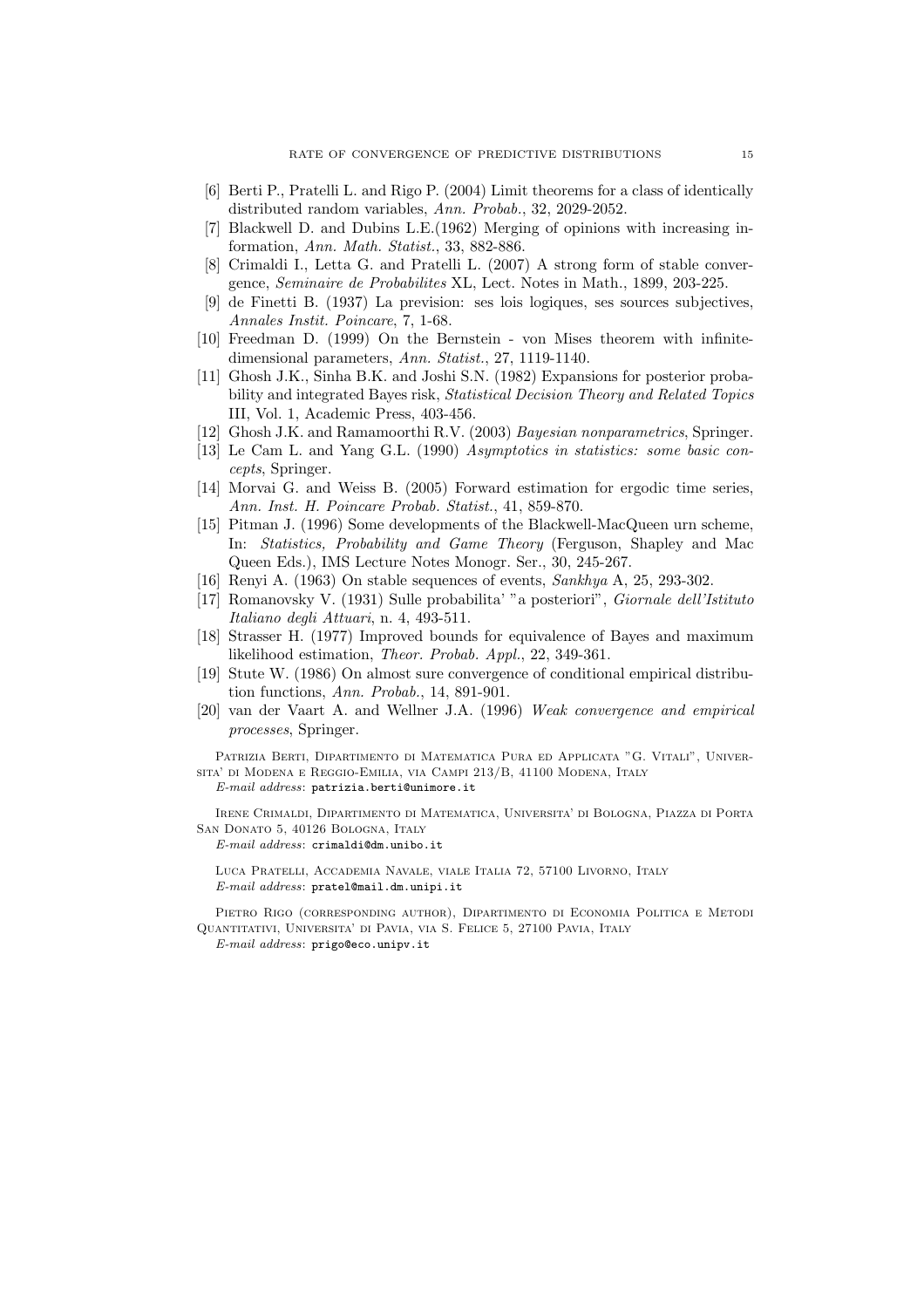[6] Berti P., Pratelli L. and Rigo P. (2004) Limit theorems for a class of identically distributed random variables, *Ann. Probab.*, 32, 2029-2052.

[7] Blackwell D. and Dubins L.E.(1962) Merging of opinions with increasing information, *Ann. Math. Statist.*, 33, 882-886.

[8] Crimaldi I., Letta G. and Pratelli L. (2007) A strong form of stable convergence, *Seminaire de Probabilites* XL, Lect. Notes in Math., 1899, 203-225.

[9] de Finetti B. (1937) La prevision: ses lois logiques, ses sources subjectives, *Annales Instit. Poincare*, 7, 1-68.

[10] Freedman D. (1999) On the Bernstein - von Mises theorem with infinite-dimensional parameters, *Ann. Statist.*, 27, 1119-1140.

[11] Ghosh J.K., Sinha B.K. and Joshi S.N. (1982) Expansions for posterior probability and integrated Bayes risk, *Statistical Decision Theory and Related Topics* III, Vol. 1, Academic Press, 403-456.

[12] Ghosh J.K. and Ramamoorthi R.V. (2003) *Bayesian nonparametrics*, Springer.

[13] Le Cam L. and Yang G.L. (1990) *Asymptotics in statistics: some basic concepts*, Springer.

[14] Morvai G. and Weiss B. (2005) Forward estimation for ergodic time series, *Ann. Inst. H. Poincare Probab. Statist.*, 41, 859-870.

[15] Pitman J. (1996) Some developments of the Blackwell-MacQueen urn scheme, In: *Statistics, Probability and Game Theory* (Ferguson, Shapley and Mac Queen Eds.), IMS Lecture Notes Monogr. Ser., 30, 245-267.

[16] Renyi A. (1963) On stable sequences of events, *Sankhya* A, 25, 293-302.

[17] Romanovsky V. (1931) Sulle probabilita' "a posteriori", *Giornale dell'Istituto Italiano degli Attuari*, n. 4, 493-511.

[18] Strasser H. (1977) Improved bounds for equivalence of Bayes and maximum likelihood estimation, *Theor. Probab. Appl.*, 22, 349-361.

[19] Stute W. (1986) On almost sure convergence of conditional empirical distribution functions, *Ann. Probab.*, 14, 891-901.

[20] van der Vaart A. and Wellner J.A. (1996) *Weak convergence and empirical processes*, Springer.

Patrizia Berti, Dipartimento di Matematica Pura ed Applicata "G. Vitali", Universita' di Modena e Reggio-Emilia, via Campi 213/B, 41100 Modena, Italy
*E-mail address*: patrizia.berti@unimore.it

Irene Crimaldi, Dipartimento di Matematica, Universita' di Bologna, Piazza di Porta San Donato 5, 40126 Bologna, Italy
*E-mail address*: crimaldi@dm.unibo.it

Luca Pratelli, Accademia Navale, viale Italia 72, 57100 Livorno, Italy
*E-mail address*: pratel@mail.dm.unipi.it

Pietro Rigo (corresponding author), Dipartimento di Economia Politica e Metodi Quantitativi, Universita' di Pavia, via S. Felice 5, 27100 Pavia, Italy
*E-mail address*: prigo@eco.unipv.it